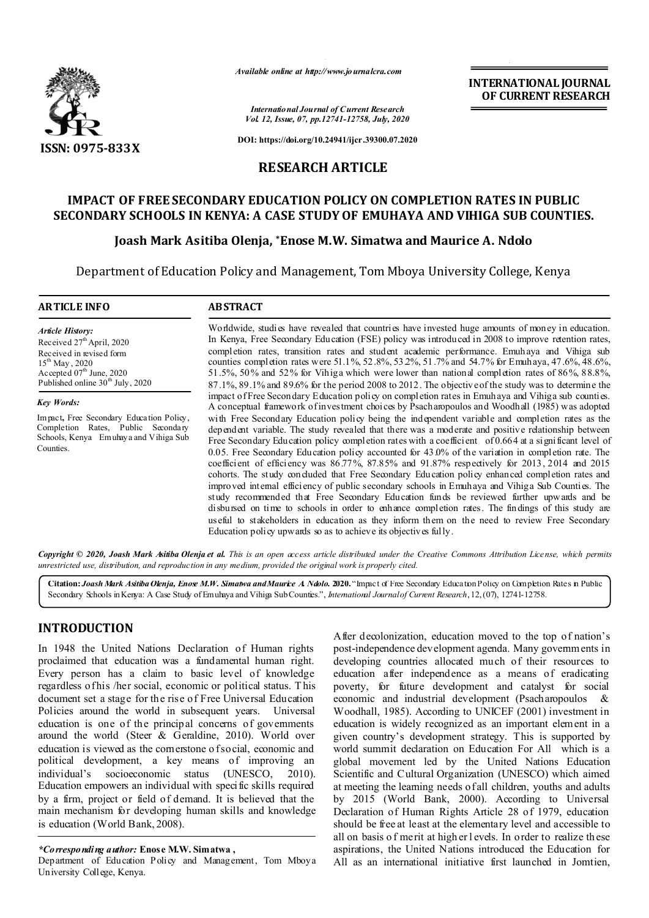Available online at http://www.journalcra.com

International Journal of Current Research
Vol. 12, Issue, 07, pp.12741-12758, July, 2020

DOI: https://doi.org/10.24941/ijcr.39300.07.2020

INTERNATIONAL JOURNAL OF CURRENT RESEARCH

ISSN: 0975-833X

## RESEARCH ARTICLE

# IMPACT OF FREE SECONDARY EDUCATION POLICY ON COMPLETION RATES IN PUBLIC SECONDARY SCHOOLS IN KENYA: A CASE STUDY OF EMUHAYA AND VIHIGA SUB COUNTIES.

**Joash Mark Asitiba Olenja, *Enose M.W. Simatwa and Maurice A. Ndolo**

Department of Education Policy and Management, Tom Mboya University College, Kenya

### ARTICLE INFO

*Article History:*
Received 27th April, 2020
Received in revised form
15th May, 2020
Accepted 07th June, 2020
Published online 30th July, 2020

*Key Words:*
Impact, Free Secondary Education Policy, Completion Rates, Public Secondary Schools, Kenya Emuhaya and Vihiga Sub Counties.

### ABSTRACT

Worldwide, studies have revealed that countries have invested huge amounts of money in education. In Kenya, Free Secondary Education (FSE) policy was introduced in 2008 to improve retention rates, completion rates, transition rates and student academic performance. Emuhaya and Vihiga sub counties completion rates were 51.1%, 52.8%, 53.2%, 51.7% and 54.7% for Emuhaya, 47.6%, 48.6%, 51.5%, 50% and 52% for Vihiga which were lower than national completion rates of 86%, 88.8%, 87.1%, 89.1% and 89.6% for the period 2008 to 2012. The objective of the study was to determine the impact of Free Secondary Education policy on completion rates in Emuhaya and Vihiga sub counties. A conceptual framework of investment choices by Psacharopoulos and Woodhall (1985) was adopted with Free Secondary Education policy being the independent variable and completion rates as the dependent variable. The study revealed that there was a moderate and positive relationship between Free Secondary Education policy completion rates with a coefficient of 0.664 at a significant level of 0.05. Free Secondary Education policy accounted for 43.0% of the variation in completion rate. The coefficient of efficiency was 86.77%, 87.85% and 91.87% respectively for 2013, 2014 and 2015 cohorts. The study concluded that Free Secondary Education policy enhanced completion rates and improved internal efficiency of public secondary schools in Emuhaya and Vihiga sub counties. The study recommended that Free Secondary Education funds be reviewed further upwards and be disbursed on time to schools in order to enhance completion rates. The findings of this study are useful to stakeholders in education as they inform them on the need to review Free Secondary Education policy upwards so as to achieve its objectives fully.

***Copyright © 2020, Joash Mark Asitiba Olenja et al.*** *This is an open access article distributed under the Creative Commons Attribution License, which permits unrestricted use, distribution, and reproduction in any medium, provided the original work is properly cited.*

**Citation:** ***Joash Mark Asitiba Olenja, Enose M.W. Simatwa and Maurice A. Ndolo.* 2020.** "Impact of Free Secondary Education Policy on Completion Rates in Public Secondary Schools in Kenya: A Case Study of Emuhaya and Vihiga Sub Counties.", *International Journal of Current Research*, 12, (07), 12741-12758.

## INTRODUCTION

In 1948 the United Nations Declaration of Human rights proclaimed that education was a fundamental human right. Every person has a claim to basic level of knowledge regardless of his /her social, economic or political status. This document set a stage for the rise of Free Universal Education Policies around the world in subsequent years. Universal education is one of the principal concerns of governments around the world (Steer & Geraldine, 2010). World over education is viewed as the cornerstone of social, economic and political development, a key means of improving an individual's socioeconomic status (UNESCO, 2010). Education empowers an individual with specific skills required by a firm, project or field of demand. It is believed that the main mechanism for developing human skills and knowledge is education (World Bank, 2008).

After decolonization, education moved to the top of nation's post-independence development agenda. Many governments in developing countries allocated much of their resources to education after independence as a means of eradicating poverty, for future development and catalyst for social economic and industrial development (Psacharopoulos & Woodhall, 1985). According to UNICEF (2001) investment in education is widely recognized as an important element in a given country's development strategy. This is supported by world summit declaration on Education For All which is a global movement led by the United Nations Education Scientific and Cultural Organization (UNESCO) which aimed at meeting the learning needs of all children, youths and adults by 2015 (World Bank, 2000). According to Universal Declaration of Human Rights Article 28 of 1979, education should be free at least at the elementary level and accessible to all on basis of merit at higher levels. In order to realize these aspirations, the United Nations introduced the Education for All as an international initiative first launched in Jomtien,

**\*Corresponding author: Enose M.W. Simatwa ,**
Department of Education Policy and Management, Tom Mboya University College, Kenya.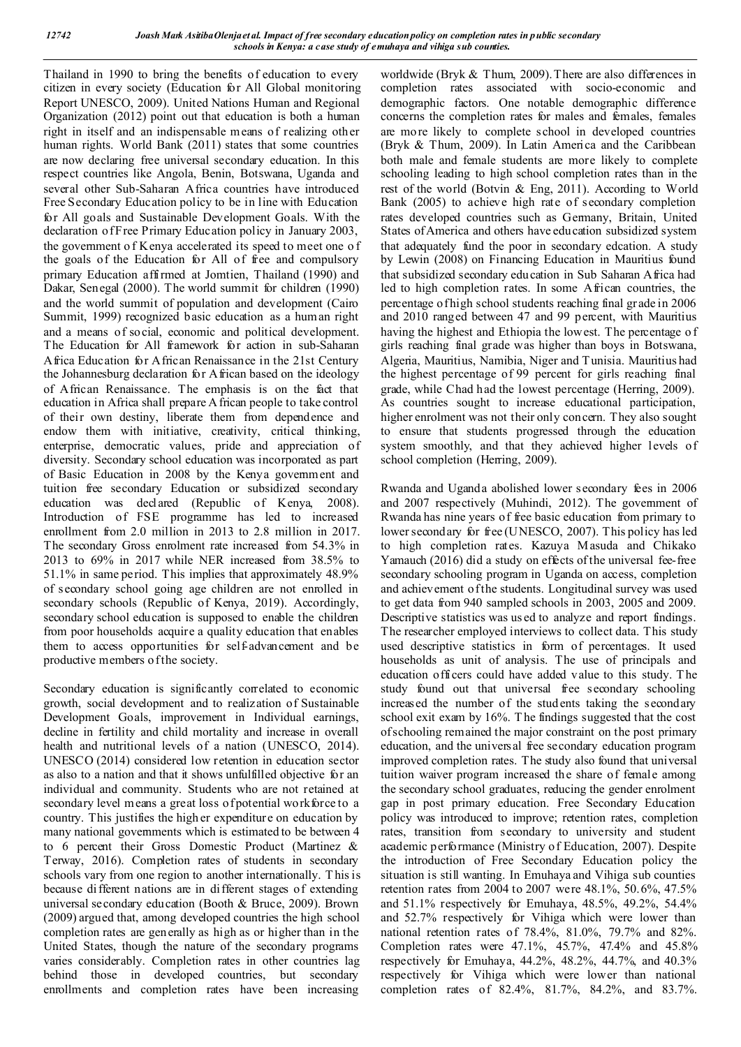Thailand in 1990 to bring the benefits of education to every citizen in every society (Education for All Global monitoring Report UNESCO, 2009). United Nations Human and Regional Organization (2012) point out that education is both a human right in itself and an indispensable means of realizing other human rights. World Bank (2011) states that some countries are now declaring free universal secondary education. In this respect countries like Angola, Benin, Botswana, Uganda and several other Sub-Saharan Africa countries have introduced Free Secondary Education policy to be in line with Education for All goals and Sustainable Development Goals. With the declaration of Free Primary Education policy in January 2003, the government of Kenya accelerated its speed to meet one of the goals of the Education for All of free and compulsory primary Education affirmed at Jomtien, Thailand (1990) and Dakar, Senegal (2000). The world summit for children (1990) and the world summit of population and development (Cairo Summit, 1999) recognized basic education as a human right and a means of social, economic and political development. The Education for All framework for action in sub-Saharan Africa Education for African Renaissance in the 21st Century the Johannesburg declaration for African based on the ideology of African Renaissance. The emphasis is on the fact that education in Africa shall prepare African people to take control of their own destiny, liberate them from dependence and endow them with initiative, creativity, critical thinking, enterprise, democratic values, pride and appreciation of diversity. Secondary school education was incorporated as part of Basic Education in 2008 by the Kenya government and tuition free secondary Education or subsidized secondary education was declared (Republic of Kenya, 2008). Introduction of FSE programme has led to increased enrollment from 2.0 million in 2013 to 2.8 million in 2017. The secondary Gross enrolment rate increased from 54.3% in 2013 to 69% in 2017 while NER increased from 38.5% to 51.1% in same period. This implies that approximately 48.9% of secondary school going age children are not enrolled in secondary schools (Republic of Kenya, 2019). Accordingly, secondary school education is supposed to enable the children from poor households acquire a quality education that enables them to access opportunities for self-advancement and be productive members of the society.

Secondary education is significantly correlated to economic growth, social development and to realization of Sustainable Development Goals, improvement in Individual earnings, decline in fertility and child mortality and increase in overall health and nutritional levels of a nation (UNESCO, 2014). UNESCO (2014) considered low retention in education sector as also to a nation and that it shows unfulfilled objective for an individual and community. Students who are not retained at secondary level means a great loss of potential workforce to a country. This justifies the higher expenditure on education by many national governments which is estimated to be between 4 to 6 percent their Gross Domestic Product (Martinez & Terway, 2016). Completion rates of students in secondary schools vary from one region to another internationally. This is because different nations are in different stages of extending universal secondary education (Booth & Bruce, 2009). Brown (2009) argued that, among developed countries the high school completion rates are generally as high as or higher than in the United States, though the nature of the secondary programs varies considerably. Completion rates in other countries lag behind those in developed countries, but secondary enrollments and completion rates have been increasing worldwide (Bryk & Thum, 2009). There are also differences in completion rates associated with socio-economic and demographic factors. One notable demographic difference concerns the completion rates for males and females, females are more likely to complete school in developed countries (Bryk & Thum, 2009). In Latin America and the Caribbean both male and female students are more likely to complete schooling leading to high school completion rates than in the rest of the world (Botvin & Eng, 2011). According to World Bank (2005) to achieve high rate of secondary completion rates developed countries such as Germany, Britain, United States of America and others have education subsidized system that adequately fund the poor in secondary edcation. A study by Lewin (2008) on Financing Education in Mauritius found that subsidized secondary education in Sub Saharan Africa had led to high completion rates. In some African countries, the percentage of high school students reaching final grade in 2006 and 2010 ranged between 47 and 99 percent, with Mauritius having the highest and Ethiopia the lowest. The percentage of girls reaching final grade was higher than boys in Botswana, Algeria, Mauritius, Namibia, Niger and Tunisia. Mauritius had the highest percentage of 99 percent for girls reaching final grade, while Chad had the lowest percentage (Herring, 2009). As countries sought to increase educational participation, higher enrolment was not their only concern. They also sought to ensure that students progressed through the education system smoothly, and that they achieved higher levels of school completion (Herring, 2009).

Rwanda and Uganda abolished lower secondary fees in 2006 and 2007 respectively (Muhindi, 2012). The government of Rwanda has nine years of free basic education from primary to lower secondary for free (UNESCO, 2007). This policy has led to high completion rates. Kazuya Masuda and Chikako Yamauch (2016) did a study on effects of the universal fee-free secondary schooling program in Uganda on access, completion and achievement of the students. Longitudinal survey was used to get data from 940 sampled schools in 2003, 2005 and 2009. Descriptive statistics was used to analyze and report findings. The researcher employed interviews to collect data. This study used descriptive statistics in form of percentages. It used households as unit of analysis. The use of principals and education officers could have added value to this study. The study found out that universal free secondary schooling increased the number of the students taking the secondary school exit exam by 16%. The findings suggested that the cost of schooling remained the major constraint on the post primary education, and the universal free secondary education program improved completion rates. The study also found that universal tuition waiver program increased the share of female among the secondary school graduates, reducing the gender enrolment gap in post primary education. Free Secondary Education policy was introduced to improve; retention rates, completion rates, transition from secondary to university and student academic performance (Ministry of Education, 2007). Despite the introduction of Free Secondary Education policy the situation is still wanting. In Emuhaya and Vihiga sub counties retention rates from 2004 to 2007 were 48.1%, 50.6%, 47.5% and 51.1% respectively for Emuhaya, 48.5%, 49.2%, 54.4% and 52.7% respectively for Vihiga which were lower than national retention rates of 78.4%, 81.0%, 79.7% and 82%. Completion rates were 47.1%, 45.7%, 47.4% and 45.8% respectively for Emuhaya, 44.2%, 48.2%, 44.7%, and 40.3% respectively for Vihiga which were lower than national completion rates of 82.4%, 81.7%, 84.2%, and 83.7%.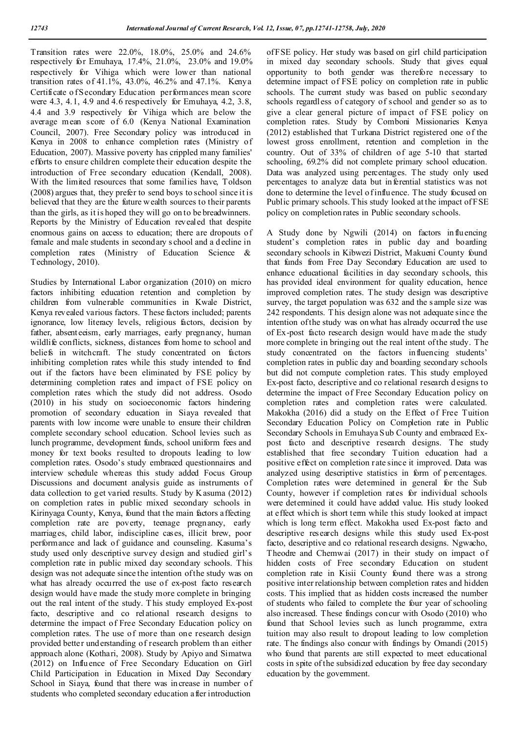Transition rates were 22.0%, 18.0%, 25.0% and 24.6% respectively for Emuhaya, 17.4%, 21.0%, 23.0% and 19.0% respectively for Vihiga which were lower than national transition rates of 41.1%, 43.0%, 46.2% and 47.1%. Kenya Certificate of Secondary Education performances mean score were 4.3, 4.1, 4.9 and 4.6 respectively for Emuhaya, 4.2, 3.8, 4.4 and 3.9 respectively for Vihiga which are below the average mean score of 6.0 (Kenya National Examination Council, 2007). Free Secondary policy was introduced in Kenya in 2008 to enhance completion rates (Ministry of Education, 2007). Massive poverty has crippled many families' efforts to ensure children complete their education despite the introduction of Free secondary education (Kendall, 2008). With the limited resources that some families have, Toldson (2008) argues that, they prefer to send boys to school since it is believed that they are the future wealth sources to their parents than the girls, as it is hoped they will go on to be breadwinners. Reports by the Ministry of Education revealed that despite enormous gains on access to education; there are dropouts of female and male students in secondary school and a decline in completion rates (Ministry of Education Science & Technology, 2010).

Studies by International Labor organization (2010) on micro factors inhibiting education retention and completion by children from vulnerable communities in Kwale District, Kenya revealed various factors. These factors included; parents ignorance, low literacy levels, religious factors, decision by father, absenteeism, early marriages, early pregnancy, human wildlife conflicts, sickness, distances from home to school and beliefs in witchcraft. The study concentrated on factors inhibiting completion rates while this study intended to find out if the factors have been eliminated by FSE policy by determining completion rates and impact of FSE policy on completion rates which the study did not address. Osodo (2010) in his study on socioeconomic factors hindering promotion of secondary education in Siaya revealed that parents with low income were unable to ensure their children complete secondary school education. School levies such as lunch programme, development funds, school uniform fees and money for text books resulted to dropouts leading to low completion rates. Osodo's study embraced questionnaires and interview schedule whereas this study added Focus Group Discussions and document analysis guide as instruments of data collection to get varied results. Study by Kasuma (2012) on completion rates in public mixed secondary schools in Kirinyaga County, Kenya, found that the main factors affecting completion rate are poverty, teenage pregnancy, early marriages, child labor, indiscipline cases, illicit brew, poor performance and lack of guidance and counseling. Kasuma's study used only descriptive survey design and studied girl's completion rate in public mixed day secondary schools. This design was not adequate since the intention of the study was on what has already occurred the use of ex-post facto research design would have made the study more complete in bringing out the real intent of the study. This study employed Ex-post facto, descriptive and co relational research designs to determine the impact of Free Secondary Education policy on completion rates. The use of more than one research design provided better understanding of research problem than either approach alone (Kothari, 2008). Study by Apiyo and Simatwa (2012) on Influence of Free Secondary Education on Girl Child Participation in Education in Mixed Day Secondary School in Siaya, found that there was increase in number of students who completed secondary education after introduction of FSE policy. Her study was based on girl child participation in mixed day secondary schools. Study that gives equal opportunity to both gender was therefore necessary to determine impact of FSE policy on completion rate in public schools. The current study was based on public secondary schools regardless of category of school and gender so as to give a clear general picture of impact of FSE policy on completion rates. Study by Comboni Missionaries Kenya (2012) established that Turkana District registered one of the lowest gross enrollment, retention and completion in the country. Out of 33% of children of age 5-10 that started schooling, 69.2% did not complete primary school education. Data was analyzed using percentages. The study only used percentages to analyze data but inferential statistics was not done to determine the level of influence. The study focused on Public primary schools. This study looked at the impact of FSE policy on completion rates in Public secondary schools.

A Study done by Ngwili (2014) on factors influencing student's completion rates in public day and boarding secondary schools in Kibwezi District, Makueni County found that funds from Free Day Secondary Education are used to enhance educational facilities in day secondary schools, this has provided ideal environment for quality education, hence improved completion rates. The study design was descriptive survey, the target population was 632 and the sample size was 242 respondents. This design alone was not adequate since the intention of the study was on what has already occurred the use of Ex-post facto research design would have made the study more complete in bringing out the real intent of the study. The study concentrated on the factors influencing students' completion rates in public day and boarding secondary schools but did not compute completion rates. This study employed Ex-post facto, descriptive and co relational research designs to determine the impact of Free Secondary Education policy on completion rates and completion rates were calculated. Makokha (2016) did a study on the Effect of Free Tuition Secondary Education Policy on Completion rate in Public Secondary Schools in Emuhaya Sub County and embraced Ex-post facto and descriptive research designs. The study established that free secondary Tuition education had a positive effect on completion rate since it improved. Data was analyzed using descriptive statistics in form of percentages. Completion rates were determined in general for the Sub County, however if completion rates for individual schools were determined it could have added value. His study looked at effect which is short term effect while this study looked at impact which is long term effect. Makokha used Ex-post facto and descriptive research designs while this study used Ex-post facto, descriptive and co relational research designs. Ngwacho, Theodre and Chemwai (2017) in their study on impact of hidden costs of Free secondary Education on student completion rate in Kisii County found there was a strong positive inter relationship between completion rates and hidden costs. This implied that as hidden costs increased the number of students who failed to complete the four year of schooling also increased. These findings concur with Osodo (2010) who found that School levies such as lunch programme, extra tuition may also result to dropout leading to low completion rate. The findings also concur with findings by Omandi (2015) who found that parents are still expected to meet educational costs in spite of the subsidized education by free day secondary education by the government.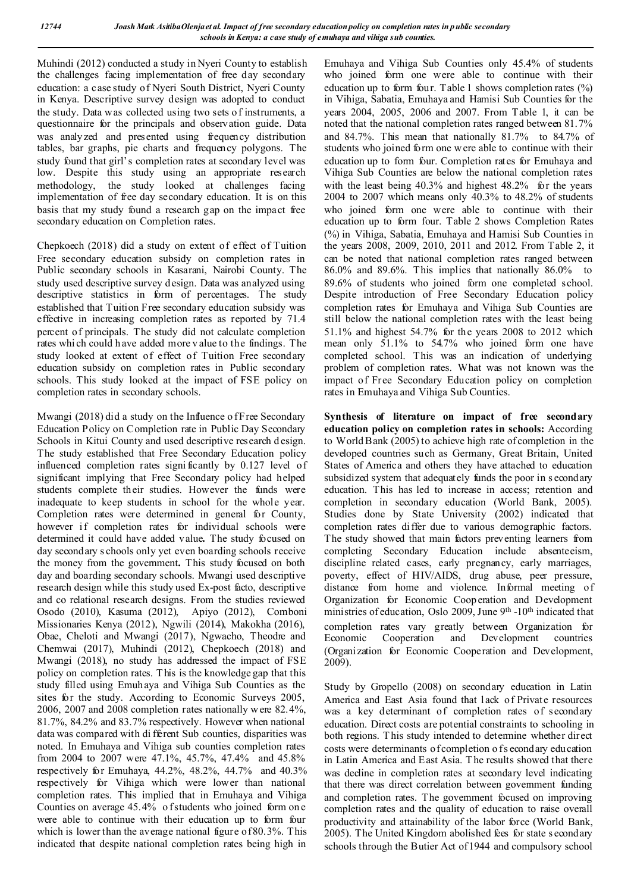Muhindi (2012) conducted a study in Nyeri County to establish the challenges facing implementation of free day secondary education: a case study of Nyeri South District, Nyeri County in Kenya. Descriptive survey design was adopted to conduct the study. Data was collected using two sets of instruments, a questionnaire for the principals and observation guide. Data was analyzed and presented using frequency distribution tables, bar graphs, pie charts and frequency polygons. The study found that girl's completion rates at secondary level was low. Despite this study using an appropriate research methodology, the study looked at challenges facing implementation of free day secondary education. It is on this basis that my study found a research gap on the impact free secondary education on Completion rates.

Chepkoech (2018) did a study on extent of effect of Tuition Free secondary education subsidy on completion rates in Public secondary schools in Kasarani, Nairobi County. The study used descriptive survey design. Data was analyzed using descriptive statistics in form of percentages. The study established that Tuition Free secondary education subsidy was effective in increasing completion rates as reported by 71.4 percent of principals. The study did not calculate completion rates which could have added more value to the findings. The study looked at extent of effect of Tuition Free secondary education subsidy on completion rates in Public secondary schools. This study looked at the impact of FSE policy on completion rates in secondary schools.

Mwangi (2018) did a study on the Influence of Free Secondary Education Policy on Completion rate in Public Day Secondary Schools in Kitui County and used descriptive research design. The study established that Free Secondary Education policy influenced completion rates significantly by 0.127 level of significant implying that Free Secondary policy had helped students complete their studies. However the funds were inadequate to keep students in school for the whole year. Completion rates were determined in general for County, however if completion rates for individual schools were determined it could have added value**.** The study focused on day secondary schools only yet even boarding schools receive the money from the government**.** This study focused on both day and boarding secondary schools. Mwangi used descriptive research design while this study used Ex-post facto, descriptive and co relational research designs. From the studies reviewed Osodo (2010), Kasuma (2012), Apiyo (2012), Comboni Missionaries Kenya (2012), Ngwili (2014), Makokha (2016), Obae, Cheloti and Mwangi (2017), Ngwacho, Theodre and Chemwai (2017), Muhindi (2012), Chepkoech (2018) and Mwangi (2018), no study has addressed the impact of FSE policy on completion rates. This is the knowledge gap that this study filled using Emuhaya and Vihiga Sub Counties as the sites for the study. According to Economic Surveys 2005, 2006, 2007 and 2008 completion rates nationally were 82.4%, 81.7%, 84.2% and 83.7% respectively. However when national data was compared with different Sub counties, disparities was noted. In Emuhaya and Vihiga sub counties completion rates from 2004 to 2007 were 47.1%, 45.7%, 47.4% and 45.8% respectively for Emuhaya, 44.2%, 48.2%, 44.7% and 40.3% respectively for Vihiga which were lower than national completion rates. This implied that in Emuhaya and Vihiga Counties on average 45.4% of students who joined form one were able to continue with their education up to form four which is lower than the average national figure of 80.3%. This indicated that despite national completion rates being high in Emuhaya and Vihiga Sub Counties only 45.4% of students who joined form one were able to continue with their education up to form four. Table 1 shows completion rates (%) in Vihiga, Sabatia, Emuhaya and Hamisi Sub Counties for the years 2004, 2005, 2006 and 2007. From Table 1, it can be noted that the national completion rates ranged between 81.7% and 84.7%. This mean that nationally 81.7% to 84.7% of students who joined form one were able to continue with their education up to form four. Completion rates for Emuhaya and Vihiga Sub Counties are below the national completion rates with the least being 40.3% and highest 48.2% for the years 2004 to 2007 which means only 40.3% to 48.2% of students who joined form one were able to continue with their education up to form four. Table 2 shows Completion Rates (%) in Vihiga, Sabatia, Emuhaya and Hamisi Sub Counties in the years 2008, 2009, 2010, 2011 and 2012. From Table 2, it can be noted that national completion rates ranged between 86.0% and 89.6%. This implies that nationally 86.0% to 89.6% of students who joined form one completed school. Despite introduction of Free Secondary Education policy completion rates for Emuhaya and Vihiga Sub Counties are still below the national completion rates with the least being 51.1% and highest 54.7% for the years 2008 to 2012 which mean only 51.1% to 54.7% who joined form one have completed school. This was an indication of underlying problem of completion rates. What was not known was the impact of Free Secondary Education policy on completion rates in Emuhaya and Vihiga Sub Counties.

**Synthesis of literature on impact of free secondary education policy on completion rates in schools:** According to World Bank (2005) to achieve high rate of completion in the developed countries such as Germany, Great Britain, United States of America and others they have attached to education subsidized system that adequately funds the poor in secondary education. This has led to increase in access; retention and completion in secondary education (World Bank, 2005). Studies done by State University (2002) indicated that completion rates differ due to various demographic factors. The study showed that main factors preventing learners from completing Secondary Education include absenteeism, discipline related cases, early pregnancy, early marriages, poverty, effect of HIV/AIDS, drug abuse, peer pressure, distance from home and violence. Informal meeting of Organization for Economic Cooperation and Development ministries of education, Oslo 2009, June 9th -10th indicated that completion rates vary greatly between Organization for Economic Cooperation and Development countries (Organization for Economic Cooperation and Development, 2009).

Study by Gropello (2008) on secondary education in Latin America and East Asia found that lack of Private resources was a key determinant of completion rates of secondary education. Direct costs are potential constraints to schooling in both regions. This study intended to determine whether direct costs were determinants of completion of secondary education in Latin America and East Asia. The results showed that there was decline in completion rates at secondary level indicating that there was direct correlation between government funding and completion rates. The government focused on improving completion rates and the quality of education to raise overall productivity and attainability of the labor force (World Bank, 2005). The United Kingdom abolished fees for state secondary schools through the Butier Act of 1944 and compulsory school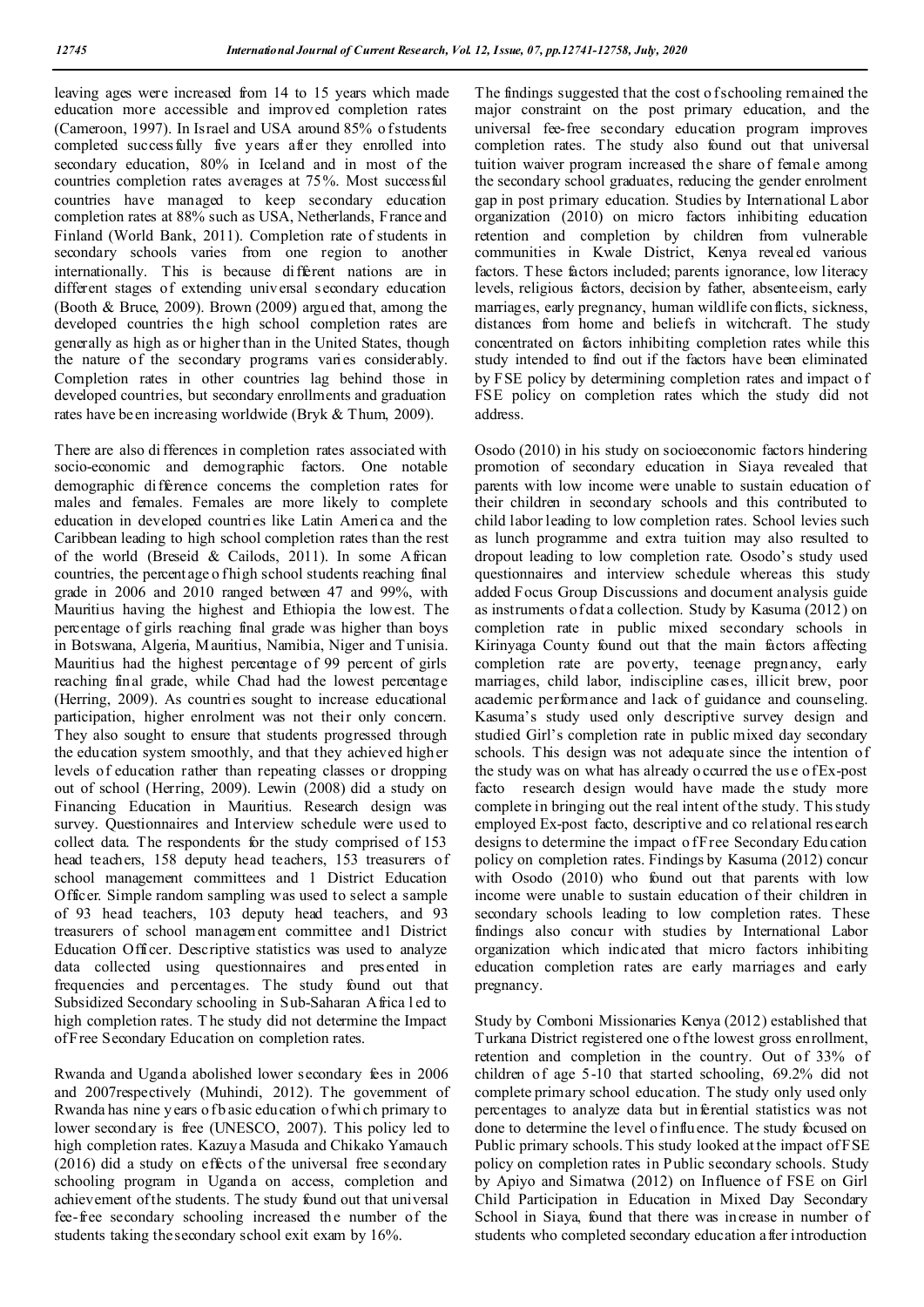leaving ages were increased from 14 to 15 years which made education more accessible and improved completion rates (Cameroon, 1997). In Israel and USA around 85% of students completed successfully five years after they enrolled into secondary education, 80% in Iceland and in most of the countries completion rates averages at 75%. Most successful countries have managed to keep secondary education completion rates at 88% such as USA, Netherlands, France and Finland (World Bank, 2011). Completion rate of students in secondary schools varies from one region to another internationally. This is because different nations are in different stages of extending universal secondary education (Booth & Bruce, 2009). Brown (2009) argued that, among the developed countries the high school completion rates are generally as high as or higher than in the United States, though the nature of the secondary programs varies considerably. Completion rates in other countries lag behind those in developed countries, but secondary enrollments and graduation rates have been increasing worldwide (Bryk & Thum, 2009).

There are also differences in completion rates associated with socio-economic and demographic factors. One notable demographic difference concerns the completion rates for males and females. Females are more likely to complete education in developed countries like Latin America and the Caribbean leading to high school completion rates than the rest of the world (Breseid & Cailods, 2011). In some African countries, the percentage of high school students reaching final grade in 2006 and 2010 ranged between 47 and 99%, with Mauritius having the highest and Ethiopia the lowest. The percentage of girls reaching final grade was higher than boys in Botswana, Algeria, Mauritius, Namibia, Niger and Tunisia. Mauritius had the highest percentage of 99 percent of girls reaching final grade, while Chad had the lowest percentage (Herring, 2009). As countries sought to increase educational participation, higher enrolment was not their only concern. They also sought to ensure that students progressed through the education system smoothly, and that they achieved higher levels of education rather than repeating classes or dropping out of school (Herring, 2009). Lewin (2008) did a study on Financing Education in Mauritius. Research design was survey. Questionnaires and Interview schedule were used to collect data. The respondents for the study comprised of 153 head teachers, 158 deputy head teachers, 153 treasurers of school management committees and 1 District Education Officer. Simple random sampling was used to select a sample of 93 head teachers, 103 deputy head teachers, and 93 treasurers of school management committee and1 District Education Officer. Descriptive statistics was used to analyze data collected using questionnaires and presented in frequencies and percentages. The study found out that Subsidized Secondary schooling in Sub-Saharan Africa led to high completion rates. The study did not determine the Impact of Free Secondary Education on completion rates.

Rwanda and Uganda abolished lower secondary fees in 2006 and 2007respectively (Muhindi, 2012). The government of Rwanda has nine years of basic education of which primary to lower secondary is free (UNESCO, 2007). This policy led to high completion rates. Kazuya Masuda and Chikako Yamauch (2016) did a study on effects of the universal free secondary schooling program in Uganda on access, completion and achievement of the students. The study found out that universal fee-free secondary schooling increased the number of the students taking the secondary school exit exam by 16%.

The findings suggested that the cost of schooling remained the major constraint on the post primary education, and the universal fee-free secondary education program improves completion rates. The study also found out that universal tuition waiver program increased the share of female among the secondary school graduates, reducing the gender enrolment gap in post primary education. Studies by International Labor organization (2010) on micro factors inhibiting education retention and completion by children from vulnerable communities in Kwale District, Kenya revealed various factors. These factors included; parents ignorance, low literacy levels, religious factors, decision by father, absenteeism, early marriages, early pregnancy, human wildlife conflicts, sickness, distances from home and beliefs in witchcraft. The study concentrated on factors inhibiting completion rates while this study intended to find out if the factors have been eliminated by FSE policy by determining completion rates and impact of FSE policy on completion rates which the study did not address.

Osodo (2010) in his study on socioeconomic factors hindering promotion of secondary education in Siaya revealed that parents with low income were unable to sustain education of their children in secondary schools and this contributed to child labor leading to low completion rates. School levies such as lunch programme and extra tuition may also resulted to dropout leading to low completion rate. Osodo's study used questionnaires and interview schedule whereas this study added Focus Group Discussions and document analysis guide as instruments of data collection. Study by Kasuma (2012) on completion rate in public mixed secondary schools in Kirinyaga County found out that the main factors affecting completion rate are poverty, teenage pregnancy, early marriages, child labor, indiscipline cases, illicit brew, poor academic performance and lack of guidance and counseling. Kasuma's study used only descriptive survey design and studied Girl's completion rate in public mixed day secondary schools. This design was not adequate since the intention of the study was on what has already occurred the use of Ex-post facto research design would have made the study more complete in bringing out the real intent of the study. This study employed Ex-post facto, descriptive and co relational research designs to determine the impact of Free Secondary Education policy on completion rates. Findings by Kasuma (2012) concur with Osodo (2010) who found out that parents with low income were unable to sustain education of their children in secondary schools leading to low completion rates. These findings also concur with studies by International Labor organization which indicated that micro factors inhibiting education completion rates are early marriages and early pregnancy.

Study by Comboni Missionaries Kenya (2012) established that Turkana District registered one of the lowest gross enrollment, retention and completion in the country. Out of 33% of children of age 5-10 that started schooling, 69.2% did not complete primary school education. The study only used only percentages to analyze data but inferential statistics was not done to determine the level of influence. The study focused on Public primary schools. This study looked at the impact of FSE policy on completion rates in Public secondary schools. Study by Apiyo and Simatwa (2012) on Influence of FSE on Girl Child Participation in Education in Mixed Day Secondary School in Siaya, found that there was increase in number of students who completed secondary education after introduction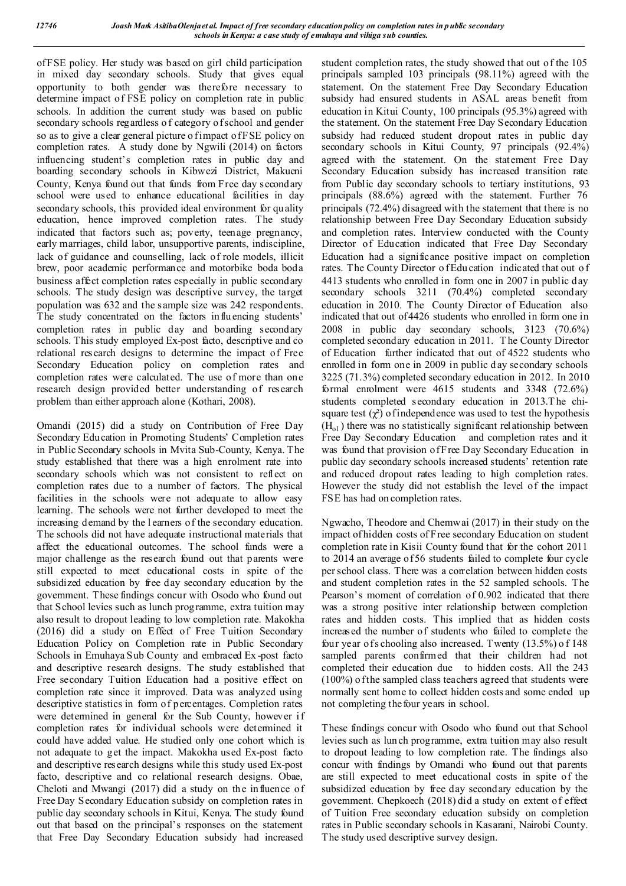of FSE policy. Her study was based on girl child participation in mixed day secondary schools. Study that gives equal opportunity to both gender was therefore necessary to determine impact of FSE policy on completion rate in public schools. In addition the current study was based on public secondary schools regardless of category of school and gender so as to give a clear general picture of impact of FSE policy on completion rates. A study done by Ngwili (2014) on factors influencing student's completion rates in public day and boarding secondary schools in Kibwezi District, Makueni County, Kenya found out that funds from Free day secondary school were used to enhance educational facilities in day secondary schools, this provided ideal environment for quality education, hence improved completion rates. The study indicated that factors such as; poverty, teenage pregnancy, early marriages, child labor, unsupportive parents, indiscipline, lack of guidance and counselling, lack of role models, illicit brew, poor academic performance and motorbike boda boda business affect completion rates especially in public secondary schools. The study design was descriptive survey, the target population was 632 and the sample size was 242 respondents. The study concentrated on the factors influencing students' completion rates in public day and boarding secondary schools. This study employed Ex-post facto, descriptive and co relational research designs to determine the impact of Free Secondary Education policy on completion rates and completion rates were calculated. The use of more than one research design provided better understanding of research problem than either approach alone (Kothari, 2008).

Omandi (2015) did a study on Contribution of Free Day Secondary Education in Promoting Students' Completion rates in Public Secondary schools in Mvita Sub-County, Kenya. The study established that there was a high enrolment rate into secondary schools which was not consistent to reflect on completion rates due to a number of factors. The physical facilities in the schools were not adequate to allow easy learning. The schools were not further developed to meet the increasing demand by the learners of the secondary education. The schools did not have adequate instructional materials that affect the educational outcomes. The school funds were a major challenge as the research found out that parents were still expected to meet educational costs in spite of the subsidized education by free day secondary education by the government. These findings concur with Osodo who found out that School levies such as lunch programme, extra tuition may also result to dropout leading to low completion rate. Makokha (2016) did a study on Effect of Free Tuition Secondary Education Policy on Completion rate in Public Secondary Schools in Emuhaya Sub County and embraced Ex-post facto and descriptive research designs. The study established that Free secondary Tuition Education had a positive effect on completion rate since it improved. Data was analyzed using descriptive statistics in form of percentages. Completion rates were determined in general for the Sub County, however if completion rates for individual schools were determined it could have added value. He studied only one cohort which is not adequate to get the impact. Makokha used Ex-post facto and descriptive research designs while this study used Ex-post facto, descriptive and co relational research designs. Obae, Cheloti and Mwangi (2017) did a study on the influence of Free Day Secondary Education subsidy on completion rates in public day secondary schools in Kitui, Kenya. The study found out that based on the principal's responses on the statement that Free Day Secondary Education subsidy had increased student completion rates, the study showed that out of the 105 principals sampled 103 principals (98.11%) agreed with the statement. On the statement Free Day Secondary Education subsidy had ensured students in ASAL areas benefit from education in Kitui County, 100 principals (95.3%) agreed with the statement. On the statement Free Day Secondary Education subsidy had reduced student dropout rates in public day secondary schools in Kitui County, 97 principals (92.4%) agreed with the statement. On the statement Free Day Secondary Education subsidy has increased transition rate from Public day secondary schools to tertiary institutions, 93 principals (88.6%) agreed with the statement. Further 76 principals (72.4%) disagreed with the statement that there is no relationship between Free Day Secondary Education subsidy and completion rates. Interview conducted with the County Director of Education indicated that Free Day Secondary Education had a significance positive impact on completion rates. The County Director of Education indicated that out of 4413 students who enrolled in form one in 2007 in public day secondary schools 3211 (70.4%) completed secondary education in 2010. The County Director of Education also indicated that out of 4426 students who enrolled in form one in 2008 in public day secondary schools, 3123 (70.6%) completed secondary education in 2011. The County Director of Education further indicated that out of 4522 students who enrolled in form one in 2009 in public day secondary schools 3225 (71.3%) completed secondary education in 2012. In 2010 formal enrolment were 4615 students and 3348 (72.6%) students completed secondary education in 2013. The chi-square test ($\chi^2$) of independence was used to test the hypothesis ($H_{o1}$) there was no statistically significant relationship between Free Day Secondary Education and completion rates and it was found that provision of Free Day Secondary Education in public day secondary schools increased students' retention rate and reduced dropout rates leading to high completion rates. However the study did not establish the level of the impact FSE has had on completion rates.

Ngwacho, Theodore and Chemwai (2017) in their study on the impact of hidden costs of Free secondary Education on student completion rate in Kisii County found that for the cohort 2011 to 2014 an average of 56 students failed to complete four cycle per school class. There was a correlation between hidden costs and student completion rates in the 52 sampled schools. The Pearson's moment of correlation of 0.902 indicated that there was a strong positive inter relationship between completion rates and hidden costs. This implied that as hidden costs increased the number of students who failed to complete the four year of schooling also increased. Twenty (13.5%) of 148 sampled parents confirmed that their children had not completed their education due to hidden costs. All the 243 (100%) of the sampled class teachers agreed that students were normally sent home to collect hidden costs and some ended up not completing the four years in school.

These findings concur with Osodo who found out that School levies such as lunch programme, extra tuition may also result to dropout leading to low completion rate. The findings also concur with findings by Omandi who found out that parents are still expected to meet educational costs in spite of the subsidized education by free day secondary education by the government. Chepkoech (2018) did a study on extent of effect of Tuition Free secondary education subsidy on completion rates in Public secondary schools in Kasarani, Nairobi County. The study used descriptive survey design.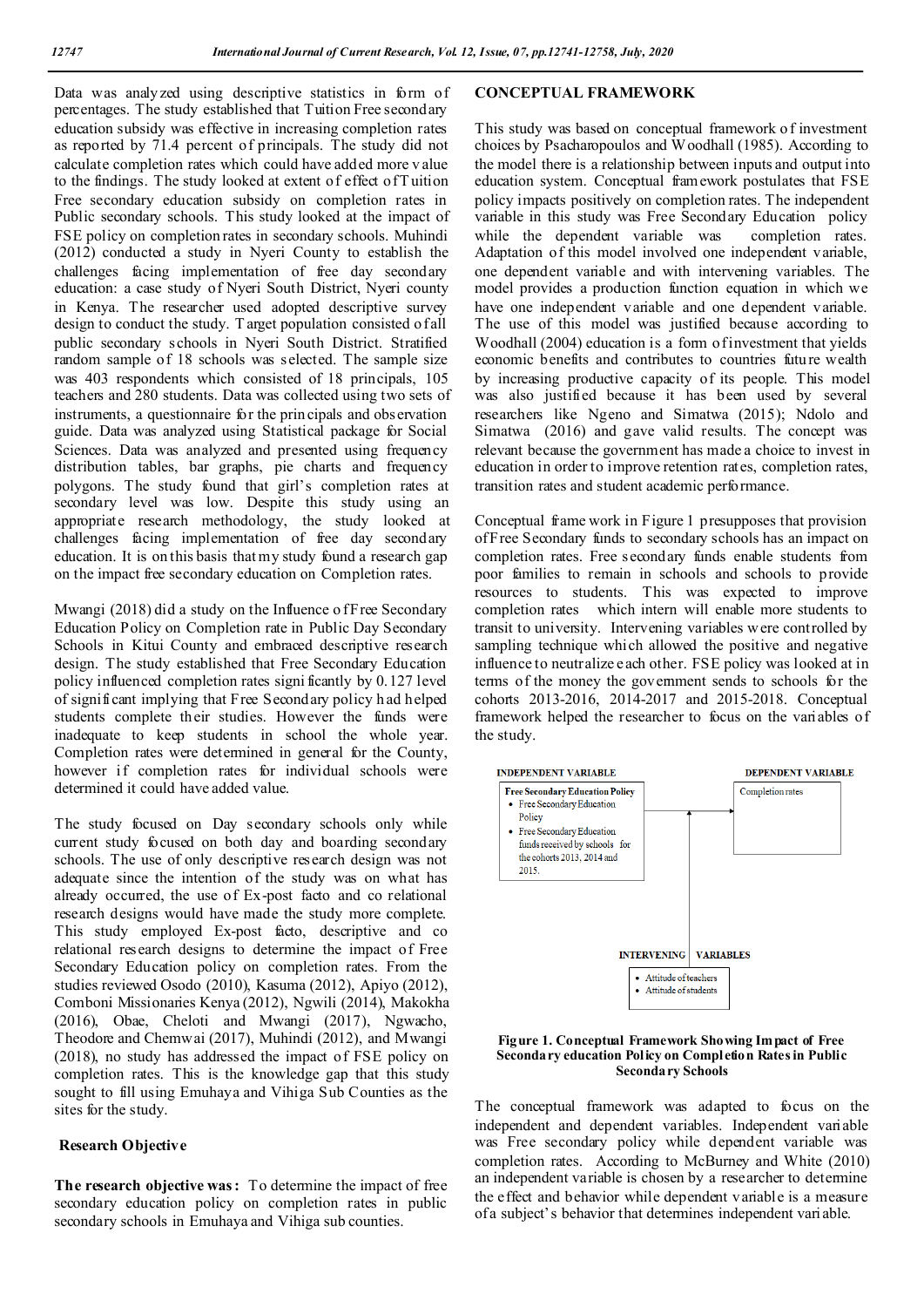Data was analyzed using descriptive statistics in form of percentages. The study established that Tuition Free secondary education subsidy was effective in increasing completion rates as reported by 71.4 percent of principals. The study did not calculate completion rates which could have added more value to the findings. The study looked at extent of effect of Tuition Free secondary education subsidy on completion rates in Public secondary schools. This study looked at the impact of FSE policy on completion rates in secondary schools. Muhindi (2012) conducted a study in Nyeri County to establish the challenges facing implementation of free day secondary education: a case study of Nyeri South District, Nyeri county in Kenya. The researcher used adopted descriptive survey design to conduct the study. Target population consisted of all public secondary schools in Nyeri South District. Stratified random sample of 18 schools was selected. The sample size was 403 respondents which consisted of 18 principals, 105 teachers and 280 students. Data was collected using two sets of instruments, a questionnaire for the principals and observation guide. Data was analyzed using Statistical package for Social Sciences. Data was analyzed and presented using frequency distribution tables, bar graphs, pie charts and frequency polygons. The study found that girl's completion rates at secondary level was low. Despite this study using an appropriate research methodology, the study looked at challenges facing implementation of free day secondary education. It is on this basis that my study found a research gap on the impact free secondary education on Completion rates.

Mwangi (2018) did a study on the Influence of Free Secondary Education Policy on Completion rate in Public Day Secondary Schools in Kitui County and embraced descriptive research design. The study established that Free Secondary Education policy influenced completion rates significantly by 0.127 level of significant implying that Free Secondary policy had helped students complete their studies. However the funds were inadequate to keep students in school the whole year. Completion rates were determined in general for the County, however if completion rates for individual schools were determined it could have added value.

The study focused on Day secondary schools only while current study focused on both day and boarding secondary schools. The use of only descriptive research design was not adequate since the intention of the study was on what has already occurred, the use of Ex-post facto and co relational research designs would have made the study more complete. This study employed Ex-post facto, descriptive and co relational research designs to determine the impact of Free Secondary Education policy on completion rates. From the studies reviewed Osodo (2010), Kasuma (2012), Apiyo (2012), Comboni Missionaries Kenya (2012), Ngwili (2014), Makokha (2016), Obae, Cheloti and Mwangi (2017), Ngwacho, Theodore and Chemwai (2017), Muhindi (2012), and Mwangi (2018), no study has addressed the impact of FSE policy on completion rates. This is the knowledge gap that this study sought to fill using Emuhaya and Vihiga Sub Counties as the sites for the study.

## Research Objective

**The research objective was:** To determine the impact of free secondary education policy on completion rates in public secondary schools in Emuhaya and Vihiga sub counties.

## CONCEPTUAL FRAMEWORK

This study was based on conceptual framework of investment choices by Psacharopoulos and Woodhall (1985). According to the model there is a relationship between inputs and output into education system. Conceptual framework postulates that FSE policy impacts positively on completion rates. The independent variable in this study was Free Secondary Education policy while the dependent variable was completion rates. Adaptation of this model involved one independent variable, one dependent variable and with intervening variables. The model provides a production function equation in which we have one independent variable and one dependent variable. The use of this model was justified because according to Woodhall (2004) education is a form of investment that yields economic benefits and contributes to countries future wealth by increasing productive capacity of its people. This model was also justified because it has been used by several researchers like Ngeno and Simatwa (2015); Ndolo and Simatwa (2016) and gave valid results. The concept was relevant because the government has made a choice to invest in education in order to improve retention rates, completion rates, transition rates and student academic performance.

Conceptual frame work in Figure 1 presupposes that provision of Free Secondary funds to secondary schools has an impact on completion rates. Free secondary funds enable students from poor families to remain in schools and schools to provide resources to students. This was expected to improve completion rates which intern will enable more students to transit to university. Intervening variables were controlled by sampling technique which allowed the positive and negative influence to neutralize each other. FSE policy was looked at in terms of the money the government sends to schools for the cohorts 2013-2016, 2014-2017 and 2015-2018. Conceptual framework helped the researcher to focus on the variables of the study.

INDEPENDENT VARIABLE

**Free Secondary Education Policy**
- Free Secondary Education Policy
- Free Secondary Education funds received by schools for the cohorts 2013, 2014 and 2015.

DEPENDENT VARIABLE

Completion rates

INTERVENING VARIABLES
- Attitude of teachers
- Attitude of students

**Figure 1. Conceptual Framework Showing Impact of Free Secondary education Policy on Completion Rates in Public Secondary Schools**

The conceptual framework was adapted to focus on the independent and dependent variables. Independent variable was Free secondary policy while dependent variable was completion rates. According to McBurney and White (2010) an independent variable is chosen by a researcher to determine the effect and behavior while dependent variable is a measure of a subject's behavior that determines independent variable.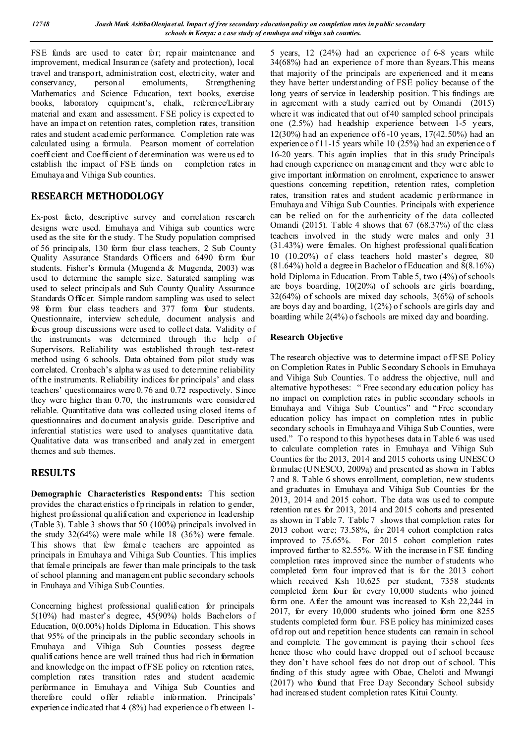FSE funds are used to cater for; repair maintenance and improvement, medical Insurance (safety and protection), local travel and transport, administration cost, electricity, water and conservancy, personal emoluments, Strengthening Mathematics and Science Education, text books, exercise books, laboratory equipment's, chalk, reference/Library material and exam and assessment. FSE policy is expected to have an impact on retention rates, completion rates, transition rates and student academic performance. Completion rate was calculated using a formula. Pearson moment of correlation coefficient and Coefficient of determination was were used to establish the impact of FSE funds on completion rates in Emuhaya and Vihiga Sub counties.

## RESEARCH METHODOLOGY

Ex-post facto, descriptive survey and correlation research designs were used. Emuhaya and Vihiga sub counties were used as the site for the study. The Study population comprised of 56 principals, 130 form four class teachers, 2 Sub County Quality Assurance Standards Officers and 6490 form four students. Fisher's formula (Mugenda & Mugenda, 2003) was used to determine the sample size. Saturated sampling was used to select principals and Sub County Quality Assurance Standards Officer. Simple random sampling was used to select 98 form four class teachers and 377 form four students. Questionnaire, interview schedule, document analysis and focus group discussions were used to collect data. Validity of the instruments was determined through the help of Supervisors. Reliability was established through test-retest method using 6 schools. Data obtained from pilot study was correlated. Cronbach's alpha was used to determine reliability of the instruments. Reliability indices for principals' and class teachers' questionnaires were 0.76 and 0.72 respectively. Since they were higher than 0.70, the instruments were considered reliable. Quantitative data was collected using closed items of questionnaires and document analysis guide. Descriptive and inferential statistics were used to analyses quantitative data. Qualitative data was transcribed and analyzed in emergent themes and sub themes.

## RESULTS

**Demographic Characteristics Respondents:** This section provides the characteristics of principals in relation to gender, highest professional qualification and experience in leadership (Table 3). Table 3 shows that 50 (100%) principals involved in the study 32(64%) were male while 18 (36%) were female. This shows that few female teachers are appointed as principals in Emuhaya and Vihiga Sub Counties. This implies that female principals are fewer than male principals to the task of school planning and management public secondary schools in Enuhaya and Vihiga Sub Counties.

Concerning highest professional qualification for principals 5(10%) had master's degree, 45(90%) holds Bachelors of Education, 0(0.00%) holds Diploma in Education. This shows that 95% of the principals in the public secondary schools in Emuhaya and Vihiga Sub Counties possess degree qualifications hence are well trained thus had rich information and knowledge on the impact of FSE policy on retention rates, completion rates transition rates and student academic performance in Emuhaya and Vihiga Sub Counties and therefore could offer reliable information. Principals' experience indicated that 4 (8%) had experience of between 1-5 years, 12 (24%) had an experience of 6-8 years while 34(68%) had an experience of more than 8years.This means that majority of the principals are experienced and it means they have better understanding of FSE policy because of the long years of service in leadership position. This findings are in agreement with a study carried out by Omandi (2015) where it was indicated that out of 40 sampled school principals one (2.5%) had headship experience between 1-5 years, 12(30%) had an experience of 6-10 years, 17(42.50%) had an experience of 11-15 years while 10 (25%) had an experience of 16-20 years. This again implies that in this study Principals had enough experience on management and they were able to give important information on enrolment, experience to answer questions concerning repetition, retention rates, completion rates, transition rates and student academic performance in Emuhaya and Vihiga Sub Counties. Principals with experience can be relied on for the authenticity of the data collected Omandi (2015). Table 4 shows that 67 (68.37%) of the class teachers involved in the study were males and only 31 (31.43%) were females. On highest professional qualification 10 (10.20%) of class teachers hold master's degree, 80 (81.64%) hold a degree in Bachelor of Education and 8(8.16%) hold Diploma in Education. From Table 5, two (4%) of schools are boys boarding, 10(20%) of schools are girls boarding, 32(64%) of schools are mixed day schools, 3(6%) of schools are boys day and boarding, 1(2%) of schools are girls day and boarding while 2(4%) of schools are mixed day and boarding.

### Research Objective

The research objective was to determine impact of FSE Policy on Completion Rates in Public Secondary Schools in Emuhaya and Vihiga Sub Counties. To address the objective, null and alternative hypotheses: "Free secondary education policy has no impact on completion rates in public secondary schools in Emuhaya and Vihiga Sub Counties" and "Free secondary education policy has impact on completion rates in public secondary schools in Emuhaya and Vihiga Sub Counties, were used." To respond to this hypotheses data in Table 6 was used to calculate completion rates in Emuhaya and Vihiga Sub Counties for the 2013, 2014 and 2015 cohorts using UNESCO formulae (UNESCO, 2009a) and presented as shown in Tables 7 and 8. Table 6 shows enrollment, completion, new students and graduates in Emuhaya and Vihiga Sub Counties for the 2013, 2014 and 2015 cohort. The data was used to compute retention rates for 2013, 2014 and 2015 cohorts and presented as shown in Table 7. Table 7 shows that completion rates for 2013 cohort were; 73.58%, for 2014 cohort completion rates improved to 75.65%. For 2015 cohort completion rates improved further to 82.55%. With the increase in FSE funding completion rates improved since the number of students who completed form four improved that is for the 2013 cohort which received Ksh 10,625 per student, 7358 students completed form four for every 10,000 students who joined form one. After the amount was increased to Ksh 22,244 in 2017, for every 10,000 students who joined form one 8255 students completed form four. FSE policy has minimized cases of drop out and repetition hence students can remain in school and complete. The government is paying their school fees hence those who could have dropped out of school because they don't have school fees do not drop out of school. This finding of this study agree with Obae, Cheloti and Mwangi (2017) who found that Free Day Secondary School subsidy had increased student completion rates Kitui County.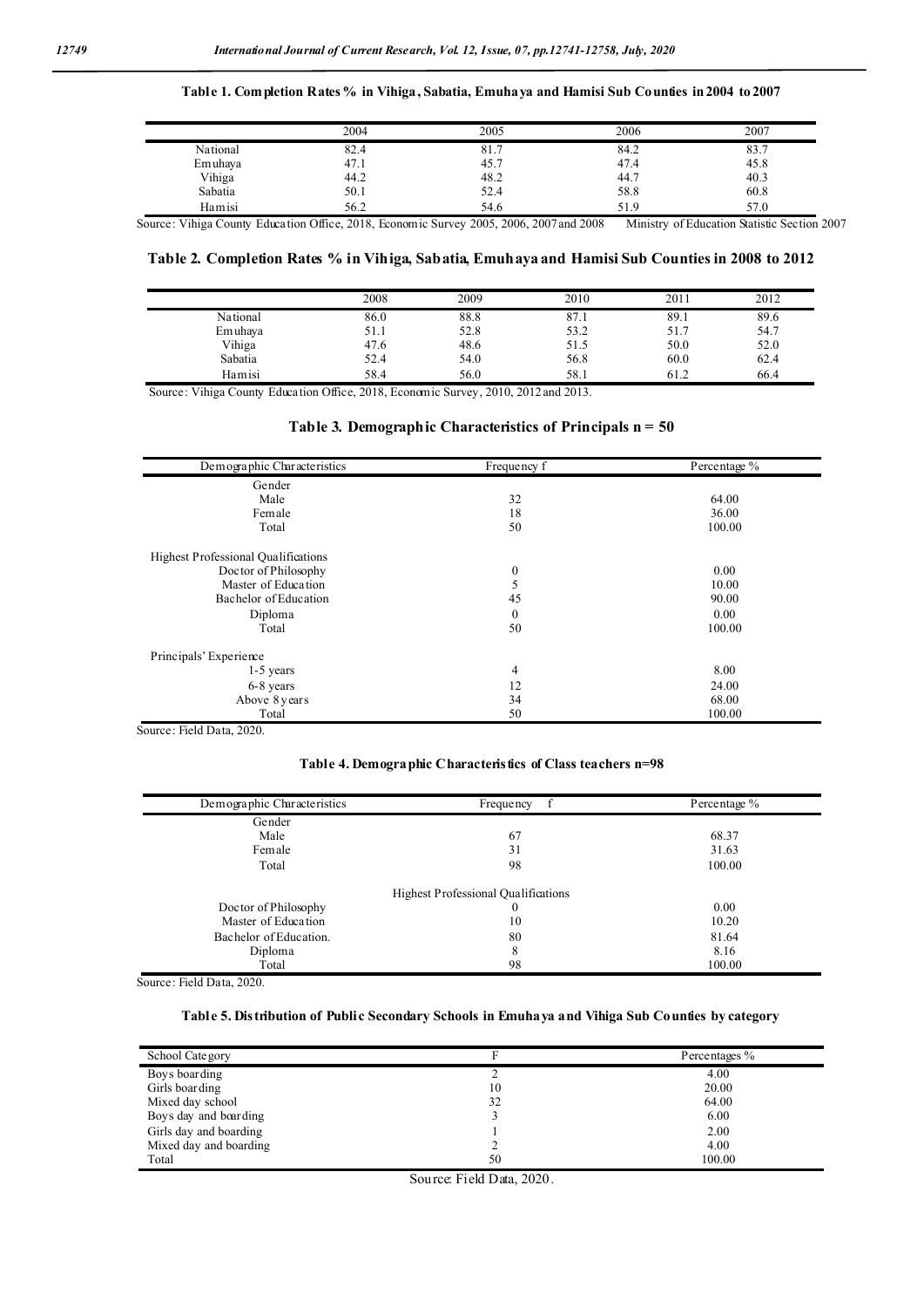**Table 1. Completion Rates % in Vihiga, Sabatia, Emuhaya and Hamisi Sub Counties in 2004 to 2007**

| | 2004 | 2005 | 2006 | 2007 |
|---|---|---|---|---|
| National | 82.4 | 81.7 | 84.2 | 83.7 |
| Emuhaya | 47.1 | 45.7 | 47.4 | 45.8 |
| Vihiga | 44.2 | 48.2 | 44.7 | 40.3 |
| Sabatia | 50.1 | 52.4 | 58.8 | 60.8 |
| Hamisi | 56.2 | 54.6 | 51.9 | 57.0 |

Source: Vihiga County Education Office, 2018, Economic Survey 2005, 2006, 2007 and 2008 Ministry of Education Statistic Section 2007

**Table 2. Completion Rates % in Vihiga, Sabatia, Emuhaya and Hamisi Sub Counties in 2008 to 2012**

| | 2008 | 2009 | 2010 | 2011 | 2012 |
|---|---|---|---|---|---|
| National | 86.0 | 88.8 | 87.1 | 89.1 | 89.6 |
| Emuhaya | 51.1 | 52.8 | 53.2 | 51.7 | 54.7 |
| Vihiga | 47.6 | 48.6 | 51.5 | 50.0 | 52.0 |
| Sabatia | 52.4 | 54.0 | 56.8 | 60.0 | 62.4 |
| Hamisi | 58.4 | 56.0 | 58.1 | 61.2 | 66.4 |

Source: Vihiga County Education Office, 2018, Economic Survey, 2010, 2012 and 2013.

**Table 3. Demographic Characteristics of Principals n = 50**

| Demographic Characteristics | Frequency f | Percentage % |
|---|---|---|
| Gender | | |
| Male | 32 | 64.00 |
| Female | 18 | 36.00 |
| Total | 50 | 100.00 |
| Highest Professional Qualifications | | |
| Doctor of Philosophy | 0 | 0.00 |
| Master of Education | 5 | 10.00 |
| Bachelor of Education | 45 | 90.00 |
| Diploma | 0 | 0.00 |
| Total | 50 | 100.00 |
| Principals' Experience | | |
| 1-5 years | 4 | 8.00 |
| 6-8 years | 12 | 24.00 |
| Above 8 years | 34 | 68.00 |
| Total | 50 | 100.00 |

Source: Field Data, 2020.

**Table 4. Demographic Characteristics of Class teachers n=98**

| Demographic Characteristics | Frequency f | Percentage % |
|---|---|---|
| Gender | | |
| Male | 67 | 68.37 |
| Female | 31 | 31.63 |
| Total | 98 | 100.00 |
| | Highest Professional Qualifications | |
| Doctor of Philosophy | 0 | 0.00 |
| Master of Education | 10 | 10.20 |
| Bachelor of Education. | 80 | 81.64 |
| Diploma | 8 | 8.16 |
| Total | 98 | 100.00 |

Source: Field Data, 2020.

**Table 5. Distribution of Public Secondary Schools in Emuhaya and Vihiga Sub Counties by category**

| School Category | F | Percentages % |
|---|---|---|
| Boys boarding | 2 | 4.00 |
| Girls boarding | 10 | 20.00 |
| Mixed day school | 32 | 64.00 |
| Boys day and boarding | 3 | 6.00 |
| Girls day and boarding | 1 | 2.00 |
| Mixed day and boarding | 2 | 4.00 |
| Total | 50 | 100.00 |

Source: Field Data, 2020.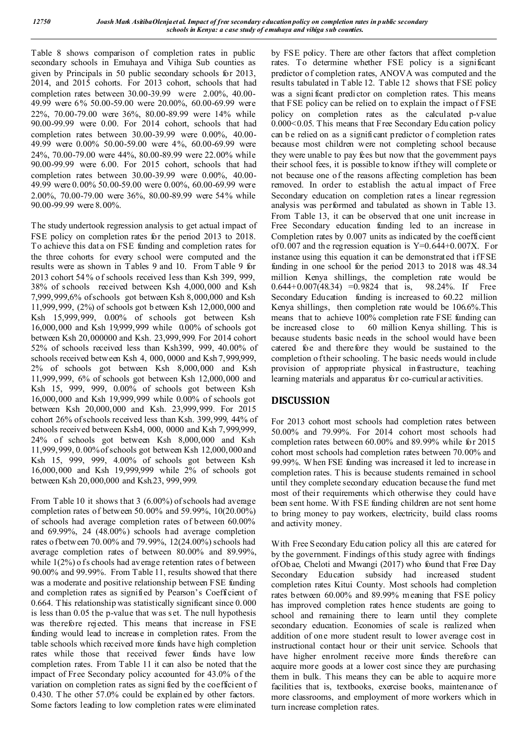Table 8 shows comparison of completion rates in public secondary schools in Emuhaya and Vihiga Sub counties as given by Principals in 50 public secondary schools for 2013, 2014, and 2015 cohorts. For 2013 cohort, schools that had completion rates between 30.00-39.99 were 2.00%, 40.00-49.99 were 6% 50.00-59.00 were 20.00%, 60.00-69.99 were 22%, 70.00-79.00 were 36%, 80.00-89.99 were 14% while 90.00-99.99 were 0.00. For 2014 cohort, schools that had completion rates between 30.00-39.99 were 0.00%, 40.00-49.99 were 0.00% 50.00-59.00 were 4%, 60.00-69.99 were 24%, 70.00-79.00 were 44%, 80.00-89.99 were 22.00% while 90.00-99.99 were 6.00. For 2015 cohort, schools that had completion rates between 30.00-39.99 were 0.00%, 40.00-49.99 were 0.00% 50.00-59.00 were 0.00%, 60.00-69.99 were 2.00%, 70.00-79.00 were 36%, 80.00-89.99 were 54% while 90.00-99.99 were 8.00%.

The study undertook regression analysis to get actual impact of FSE policy on completion rates for the period 2013 to 2018. To achieve this data on FSE funding and completion rates for the three cohorts for every school were computed and the results were as shown in Tables 9 and 10. From Table 9 for 2013 cohort 54% of schools received less than Ksh 399, 999, 38% of schools received between Ksh 4,000,000 and Ksh 7,999,999,6% of schools got between Ksh 8,000,000 and Ksh 11,999,999, (2%) of schools got between Ksh 12,000,000 and Ksh 15,999,999, 0.00% of schools got between Ksh 16,000,000 and Ksh 19,999,999 while 0.00% of schools got between Ksh 20,000000 and Ksh. 23,999,999. For 2014 cohort 52% of schools received less than Ksh399, 999, 40.00% of schools received between Ksh 4, 000, 0000 and Ksh 7,999,999, 2% of schools got between Ksh 8,000,000 and Ksh 11,999,999, 6% of schools got between Ksh 12,000,000 and Ksh 15, 999, 999, 0.00% of schools got between Ksh 16,000,000 and Ksh 19,999,999 while 0.00% of schools got between Ksh 20,000,000 and Ksh. 23,999,999. For 2015 cohort 26% of schools received less than Ksh. 399,999, 44% of schools received between Ksh4, 000, 0000 and Ksh 7,999,999, 24% of schools got between Ksh 8,000,000 and Ksh 11,999,999, 0.00% of schools got between Ksh 12,000,000 and Ksh 15, 999, 999, 4.00% of schools got between Ksh 16,000,000 and Ksh 19,999,999 while 2% of schools got between Ksh 20,000,000 and Ksh.23, 999,999.

From Table 10 it shows that 3 (6.00%) of schools had average completion rates of between 50.00% and 59.99%, 10(20.00%) of schools had average completion rates of between 60.00% and 69.99%, 24 (48.00%) schools had average completion rates of between 70.00% and 79.99%, 12(24.00%) schools had average completion rates of between 80.00% and 89.99%, while 1(2%) of schools had average retention rates of between 90.00% and 99.99%. From Table 11, results showed that there was a moderate and positive relationship between FSE funding and completion rates as signified by Pearson's Coefficient of 0.664. This relationship was statistically significant since 0.000 is less than 0.05 the p-value that was set. The null hypothesis was therefore rejected. This means that increase in FSE funding would lead to increase in completion rates. From the table schools which received more funds have high completion rates while those that received fewer funds have low completion rates. From Table 11 it can also be noted that the impact of Free Secondary policy accounted for 43.0% of the variation on completion rates as signified by the coefficient of 0.430. The other 57.0% could be explained by other factors. Some factors leading to low completion rates were eliminated by FSE policy. There are other factors that affect completion rates. To determine whether FSE policy is a significant predictor of completion rates, ANOVA was computed and the results tabulated in Table 12. Table 12 shows that FSE policy was a significant predictor on completion rates. This means that FSE policy can be relied on to explain the impact of FSE policy on completion rates as the calculated p-value 0.000<0.05. This means that Free Secondary Education policy can be relied on as a significant predictor of completion rates because most children were not completing school because they were unable to pay fees but now that the government pays their school fees, it is possible to know if they will complete or not because one of the reasons affecting completion has been removed. In order to establish the actual impact of Free Secondary education on completion rates a linear regression analysis was performed and tabulated as shown in Table 13. From Table 13, it can be observed that one unit increase in Free Secondary education funding led to an increase in Completion rates by 0.007 units as indicated by the coefficient of 0.007 and the regression equation is $Y=0.644+0.007X$. For instance using this equation it can be demonstrated that if FSE funding in one school for the period 2013 to 2018 was 48.34 million Kenya shillings, the completion rate would be $0.644+0.007(48.34) =0.9824$ that is, 98.24%. If Free Secondary Education funding is increased to 60.22 million Kenya shillings, then completion rate would be 106.6%.This means that to achieve 100% completion rate FSE funding can be increased close to 60 million Kenya shilling. This is because students basic needs in the school would have been catered foe and therefore they would be sustained to the completion of their schooling. The basic needs would include provision of appropriate physical infrastructure, teaching learning materials and apparatus for co-curricular activities.

## DISCUSSION

For 2013 cohort most schools had completion rates between 50.00% and 79.99%. For 2014 cohort most schools had completion rates between 60.00% and 89.99% while for 2015 cohort most schools had completion rates between 70.00% and 99.99%. When FSE funding was increased it led to increase in completion rates. This is because students remained in school until they complete secondary education because the fund met most of their requirements which otherwise they could have been sent home. With FSE funding children are not sent home to bring money to pay workers, electricity, build class rooms and activity money.

With Free Secondary Education policy all this are catered for by the government. Findings of this study agree with findings of Obae, Cheloti and Mwangi (2017) who found that Free Day Secondary Education subsidy had increased student completion rates Kitui County. Most schools had completion rates between 60.00% and 89.99% meaning that FSE policy has improved completion rates hence students are going to school and remaining there to learn until they complete secondary education. Economies of scale is realized when addition of one more student result to lower average cost in instructional contact hour or their unit service. Schools that have higher enrolment receive more funds therefore can acquire more goods at a lower cost since they are purchasing them in bulk. This means they can be able to acquire more facilities that is, textbooks, exercise books, maintenance of more classrooms, and employment of more workers which in turn increase completion rates.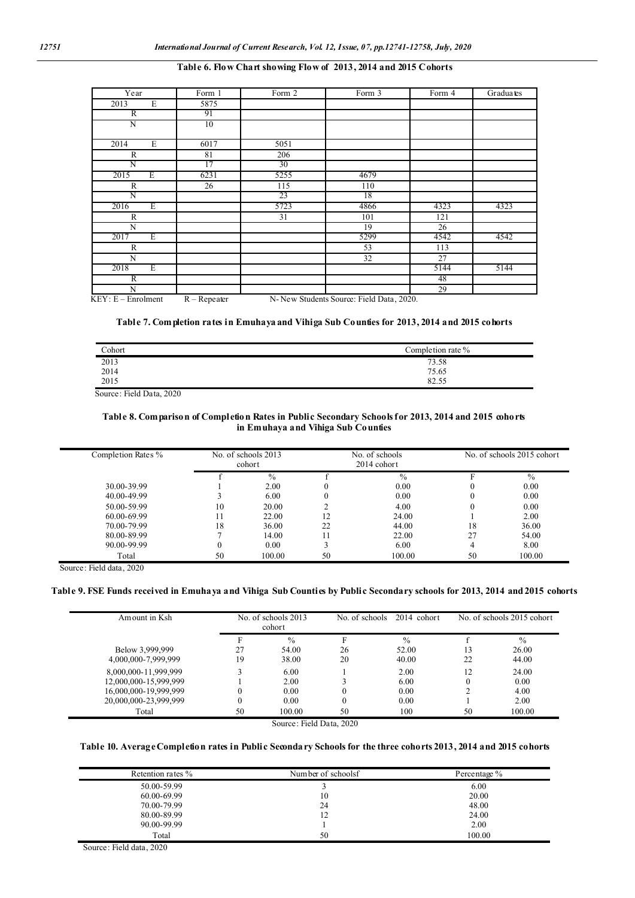**Table 6. Flow Chart showing Flow of 2013, 2014 and 2015 Cohorts**

| Year | Form 1 | Form 2 | Form 3 | Form 4 | Graduates |
|---|---|---|---|---|---|
| 2013 E | 5875 | | | | |
| R | 91 | | | | |
| N | 10 | | | | |
| 2014 E | 6017 | 5051 | | | |
| R | 81 | 206 | | | |
| N | 17 | 30 | | | |
| 2015 E | 6231 | 5255 | 4679 | | |
| R | 26 | 115 | 110 | | |
| N | | 23 | 18 | | |
| 2016 E | | 5723 | 4866 | 4323 | 4323 |
| R | | 31 | 101 | 121 | |
| N | | | 19 | 26 | |
| 2017 E | | | 5299 | 4542 | 4542 |
| R | | | 53 | 113 | |
| N | | | 32 | 27 | |
| 2018 E | | | | 5144 | 5144 |
| R | | | | 48 | |
| N | | | | 29 | |

KEY: E – Enrolment R – Repeater N- New Students Source: Field Data, 2020.

**Table 7. Completion rates in Emuhaya and Vihiga Sub Counties for 2013, 2014 and 2015 cohorts**

| Cohort | Completion rate % |
|---|---|
| 2013 | 73.58 |
| 2014 | 75.65 |
| 2015 | 82.55 |

Source: Field Data, 2020

**Table 8. Comparison of Completion Rates in Public Secondary Schools for 2013, 2014 and 2015 cohorts in Emuhaya and Vihiga Sub Counties**

| Completion Rates % | No. of schools 2013 cohort | | No. of schools 2014 cohort | | No. of schools 2015 cohort | |
|---|---|---|---|---|---|---|
| | f | % | f | % | F | % |
| 30.00-39.99 | 1 | 2.00 | 0 | 0.00 | 0 | 0.00 |
| 40.00-49.99 | 3 | 6.00 | 0 | 0.00 | 0 | 0.00 |
| 50.00-59.99 | 10 | 20.00 | 2 | 4.00 | 0 | 0.00 |
| 60.00-69.99 | 11 | 22.00 | 12 | 24.00 | 1 | 2.00 |
| 70.00-79.99 | 18 | 36.00 | 22 | 44.00 | 18 | 36.00 |
| 80.00-89.99 | 7 | 14.00 | 11 | 22.00 | 27 | 54.00 |
| 90.00-99.99 | 0 | 0.00 | 3 | 6.00 | 4 | 8.00 |
| Total | 50 | 100.00 | 50 | 100.00 | 50 | 100.00 |

Source: Field data, 2020

**Table 9. FSE Funds received in Emuhaya and Vihiga Sub Counties by Public Secondary schools for 2013, 2014 and 2015 cohorts**

| Amount in Ksh | No. of schools 2013 cohort | | No. of schools 2014 cohort | | No. of schools 2015 cohort | |
|---|---|---|---|---|---|---|
| | F | % | F | % | f | % |
| Below 3,999,999 | 27 | 54.00 | 26 | 52.00 | 13 | 26.00 |
| 4,000,000-7,999,999 | 19 | 38.00 | 20 | 40.00 | 22 | 44.00 |
| 8,000,000-11,999,999 | 3 | 6.00 | 1 | 2.00 | 12 | 24.00 |
| 12,000,000-15,999,999 | 1 | 2.00 | 3 | 6.00 | 0 | 0.00 |
| 16,000,000-19,999,999 | 0 | 0.00 | 0 | 0.00 | 2 | 4.00 |
| 20,000,000-23,999,999 | 0 | 0.00 | 0 | 0.00 | 1 | 2.00 |
| Total | 50 | 100.00 | 50 | 100 | 50 | 100.00 |

Source: Field Data, 2020

**Table 10. Average Completion rates in Public Secondary Schools for the three cohorts 2013, 2014 and 2015 cohorts**

| Retention rates % | Number of schoolsf | Percentage % |
|---|---|---|
| 50.00-59.99 | 3 | 6.00 |
| 60.00-69.99 | 10 | 20.00 |
| 70.00-79.99 | 24 | 48.00 |
| 80.00-89.99 | 12 | 24.00 |
| 90.00-99.99 | 1 | 2.00 |
| Total | 50 | 100.00 |

Source: Field data, 2020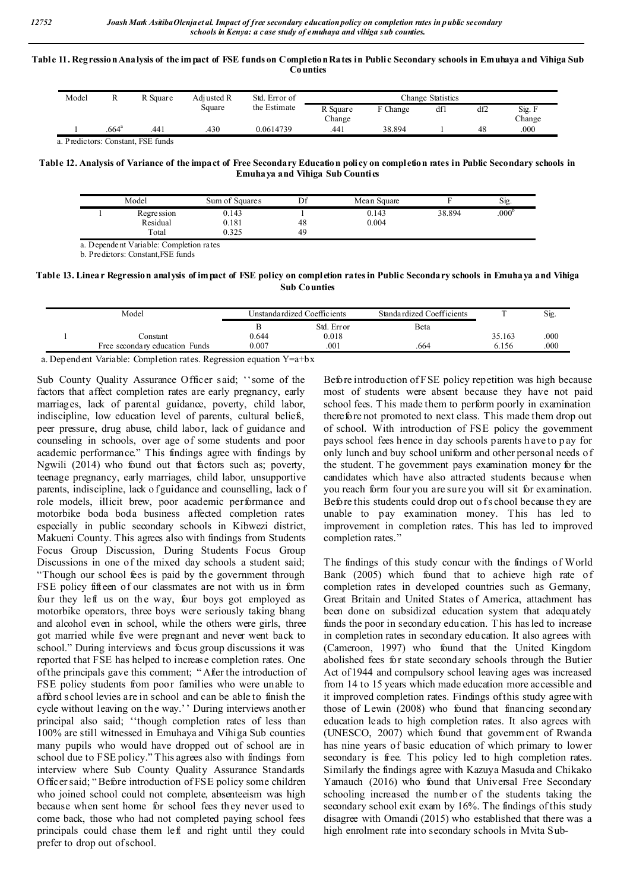**Table 11. Regression Analysis of the impact of FSE funds on Completion Rates in Public Secondary schools in Emuhaya and Vihiga Sub Counties**

| Model | R | R Square | Adjusted R Square | Std. Error of the Estimate | Change Statistics | | | | |
|---|---|---|---|---|---|---|---|---|---|
| | | | | | R Square Change | F Change | df1 | df2 | Sig. F Change |
| 1 | .664[a] | .441 | .430 | 0.0614739 | .441 | 38.894 | 1 | 48 | .000 |

a. Predictors: Constant, FSE funds

**Table 12. Analysis of Variance of the impact of Free Secondary Education policy on completion rates in Public Secondary schools in Emuhaya and Vihiga Sub Counties**

| | Model | Sum of Squares | Df | Mean Square | F | Sig. |
|---|---|---|---|---|---|---|
| 1 | Regression | 0.143 | 1 | 0.143 | 38.894 | .000[b] |
| | Residual | 0.181 | 48 | 0.004 | | |
| | Total | 0.325 | 49 | | | |

a. Dependent Variable: Completion rates

b. Predictors: Constant,FSE funds

**Table 13. Linear Regression analysis of impact of FSE policy on completion rates in Public Secondary schools in Emuhaya and Vihiga Sub Counties**

| | Model | Unstandardized Coefficients | | Standardized Coefficients | T | Sig. |
|---|---|---|---|---|---|---|
| | | B | Std. Error | Beta | | |
| 1 | Constant | 0.644 | 0.018 | | 35.163 | .000 |
| | Free secondary education Funds | 0.007 | .001 | .664 | 6.156 | .000 |

a. Dependent Variable: Completion rates. Regression equation $Y=a+bx$

Sub County Quality Assurance Officer said; ''some of the factors that affect completion rates are early pregnancy, early marriages, lack of parental guidance, poverty, child labor, indiscipline, low education level of parents, cultural beliefs, peer pressure, drug abuse, child labor, lack of guidance and counseling in schools, over age of some students and poor academic performance." This findings agree with findings by Ngwili (2014) who found out that factors such as; poverty, teenage pregnancy, early marriages, child labor, unsupportive parents, indiscipline, lack of guidance and counselling, lack of role models, illicit brew, poor academic performance and motorbike boda boda business affected completion rates especially in public secondary schools in Kibwezi district, Makueni County. This agrees also with findings from Students Focus Group Discussion, During Students Focus Group Discussions in one of the mixed day schools a student said; "Though our school fees is paid by the government through FSE policy fifteen of our classmates are not with us in form four they left us on the way, four boys got employed as motorbike operators, three boys were seriously taking bhang and alcohol even in school, while the others were girls, three got married while five were pregnant and never went back to school." During interviews and focus group discussions it was reported that FSE has helped to increase completion rates. One of the principals gave this comment; "After the introduction of FSE policy students from poor families who were unable to afford school levies are in school and can be able to finish the cycle without leaving on the way.'' During interviews another principal also said; ''though completion rates of less than 100% are still witnessed in Emuhaya and Vihiga Sub counties many pupils who would have dropped out of school are in school due to FSE policy." This agrees also with findings from interview where Sub County Quality Assurance Standards Officer said; "Before introduction of FSE policy some children who joined school could not complete, absenteeism was high because when sent home for school fees they never used to come back, those who had not completed paying school fees principals could chase them left and right until they could prefer to drop out of school.

Before introduction of FSE policy repetition was high because most of students were absent because they have not paid school fees. This made them to perform poorly in examination therefore not promoted to next class. This made them drop out of school. With introduction of FSE policy the government pays school fees hence in day schools parents have to pay for only lunch and buy school uniform and other personal needs of the student. The government pays examination money for the candidates which have also attracted students because when you reach form four you are sure you will sit for examination. Before this students could drop out of school because they are unable to pay examination money. This has led to improvement in completion rates. This has led to improved completion rates."

The findings of this study concur with the findings of World Bank (2005) which found that to achieve high rate of completion rates in developed countries such as Germany, Great Britain and United States of America, attachment has been done on subsidized education system that adequately funds the poor in secondary education. This has led to increase in completion rates in secondary education. It also agrees with (Cameroon, 1997) who found that the United Kingdom abolished fees for state secondary schools through the Butier Act of 1944 and compulsory school leaving ages was increased from 14 to 15 years which made education more accessible and it improved completion rates. Findings of this study agree with those of Lewin (2008) who found that financing secondary education leads to high completion rates. It also agrees with (UNESCO, 2007) which found that government of Rwanda has nine years of basic education of which primary to lower secondary is free. This policy led to high completion rates. Similarly the findings agree with Kazuya Masuda and Chikako Yamauch (2016) who found that Universal Free Secondary schooling increased the number of the students taking the secondary school exit exam by 16%. The findings of this study disagree with Omandi (2015) who established that there was a high enrolment rate into secondary schools in Mvita Sub-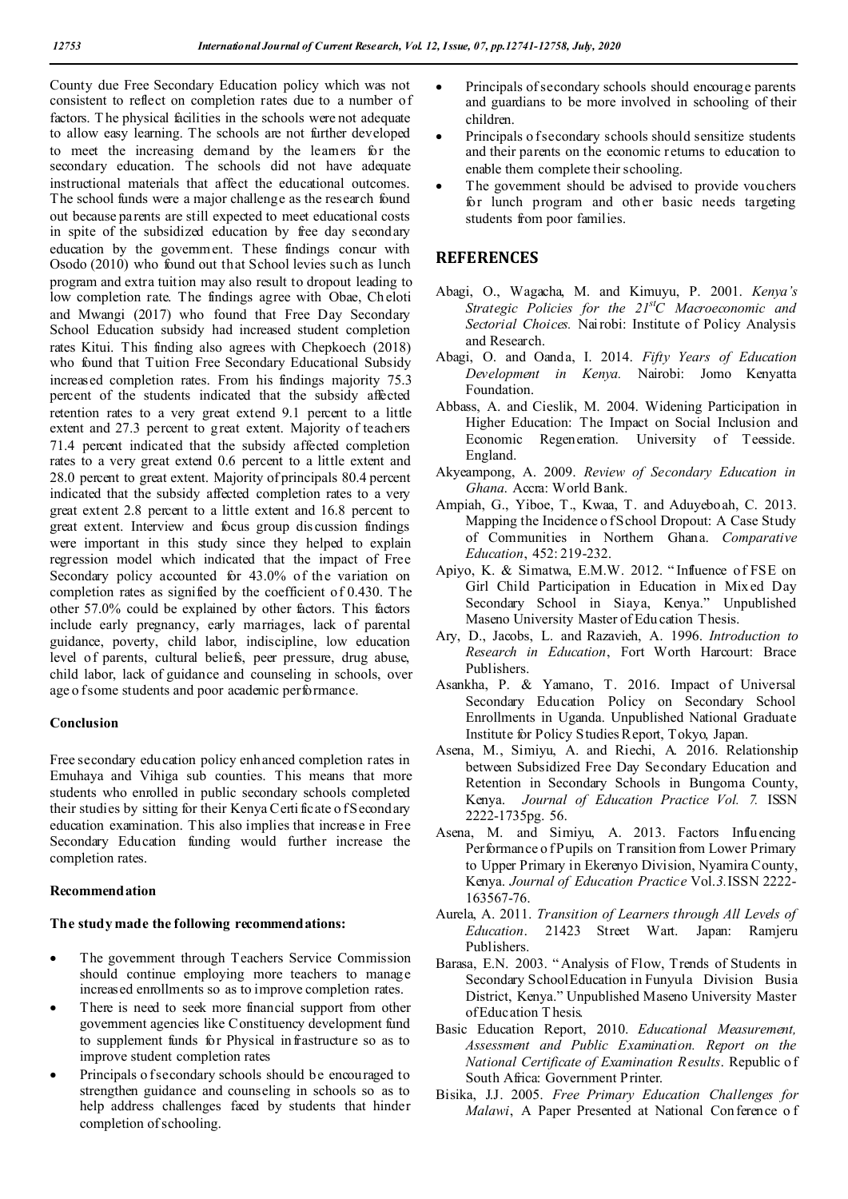County due Free Secondary Education policy which was not consistent to reflect on completion rates due to a number of factors. The physical facilities in the schools were not adequate to allow easy learning. The schools are not further developed to meet the increasing demand by the learners for the secondary education. The schools did not have adequate instructional materials that affect the educational outcomes. The school funds were a major challenge as the research found out because parents are still expected to meet educational costs in spite of the subsidized education by free day secondary education by the government. These findings concur with Osodo (2010) who found out that School levies such as lunch program and extra tuition may also result to dropout leading to low completion rate. The findings agree with Obae, Cheloti and Mwangi (2017) who found that Free Day Secondary School Education subsidy had increased student completion rates Kitui. This finding also agrees with Chepkoech (2018) who found that Tuition Free Secondary Educational Subsidy increased completion rates. From his findings majority 75.3 percent of the students indicated that the subsidy affected retention rates to a very great extend 9.1 percent to a little extent and 27.3 percent to great extent. Majority of teachers 71.4 percent indicated that the subsidy affected completion rates to a very great extend 0.6 percent to a little extent and 28.0 percent to great extent. Majority of principals 80.4 percent indicated that the subsidy affected completion rates to a very great extent 2.8 percent to a little extent and 16.8 percent to great extent. Interview and focus group discussion findings were important in this study since they helped to explain regression model which indicated that the impact of Free Secondary policy accounted for 43.0% of the variation on completion rates as signified by the coefficient of 0.430. The other 57.0% could be explained by other factors. This factors include early pregnancy, early marriages, lack of parental guidance, poverty, child labor, indiscipline, low education level of parents, cultural beliefs, peer pressure, drug abuse, child labor, lack of guidance and counseling in schools, over age of some students and poor academic performance.

### Conclusion

Free secondary education policy enhanced completion rates in Emuhaya and Vihiga sub counties. This means that more students who enrolled in public secondary schools completed their studies by sitting for their Kenya Certificate of Secondary education examination. This also implies that increase in Free Secondary Education funding would further increase the completion rates.

### Recommendation

**The study made the following recommendations:**

- The government through Teachers Service Commission should continue employing more teachers to manage increased enrollments so as to improve completion rates.
- There is need to seek more financial support from other government agencies like Constituency development fund to supplement funds for Physical infrastructure so as to improve student completion rates
- Principals of secondary schools should be encouraged to strengthen guidance and counseling in schools so as to help address challenges faced by students that hinder completion of schooling.
- Principals of secondary schools should encourage parents and guardians to be more involved in schooling of their children.
- Principals of secondary schools should sensitize students and their parents on the economic returns to education to enable them complete their schooling.
- The government should be advised to provide vouchers for lunch program and other basic needs targeting students from poor families.

## REFERENCES

Abagi, O., Wagacha, M. and Kimuyu, P. 2001. *Kenya's Strategic Policies for the 21st C Macroeconomic and Sectorial Choices.* Nairobi: Institute of Policy Analysis and Research.

Abagi, O. and Oanda, I. 2014. *Fifty Years of Education Development in Kenya.* Nairobi: Jomo Kenyatta Foundation.

Abbass, A. and Cieslik, M. 2004. Widening Participation in Higher Education: The Impact on Social Inclusion and Economic Regeneration. University of Teesside. England.

Akyeampong, A. 2009. *Review of Secondary Education in Ghana.* Accra: World Bank.

Ampiah, G., Yiboe, T., Kwaa, T. and Aduyeboah, C. 2013. Mapping the Incidence of School Dropout: A Case Study of Communities in Northern Ghana. *Comparative Education*, 452: 219-232.

Apiyo, K. & Simatwa, E.M.W. 2012. "Influence of FSE on Girl Child Participation in Education in Mixed Day Secondary School in Siaya, Kenya." Unpublished Maseno University Master of Education Thesis.

Ary, D., Jacobs, L. and Razavieh, A. 1996. *Introduction to Research in Education*, Fort Worth Harcourt: Brace Publishers.

Asankha, P. & Yamano, T. 2016. Impact of Universal Secondary Education Policy on Secondary School Enrollments in Uganda. Unpublished National Graduate Institute for Policy Studies Report, Tokyo, Japan.

Asena, M., Simiyu, A. and Riechi, A. 2016. Relationship between Subsidized Free Day Secondary Education and Retention in Secondary Schools in Bungoma County, Kenya. *Journal of Education Practice Vol. 7.* ISSN 2222-1735pg. 56.

Asena, M. and Simiyu, A. 2013. Factors Influencing Performance of Pupils on Transition from Lower Primary to Upper Primary in Ekerenyo Division, Nyamira County, Kenya. *Journal of Education Practice* Vol.*3.*ISSN 2222-163567-76.

Aurela, A. 2011. *Transition of Learners through All Levels of Education*. 21423 Street Wart. Japan: Ramjeru Publishers.

Barasa, E.N. 2003. "Analysis of Flow, Trends of Students in Secondary School Education in Funyula Division Busia District, Kenya." Unpublished Maseno University Master of Education Thesis.

Basic Education Report, 2010. *Educational Measurement, Assessment and Public Examination. Report on the National Certificate of Examination Results*. Republic of South Africa: Government Printer.

Bisika, J.J. 2005. *Free Primary Education Challenges for Malawi*, A Paper Presented at National Conference of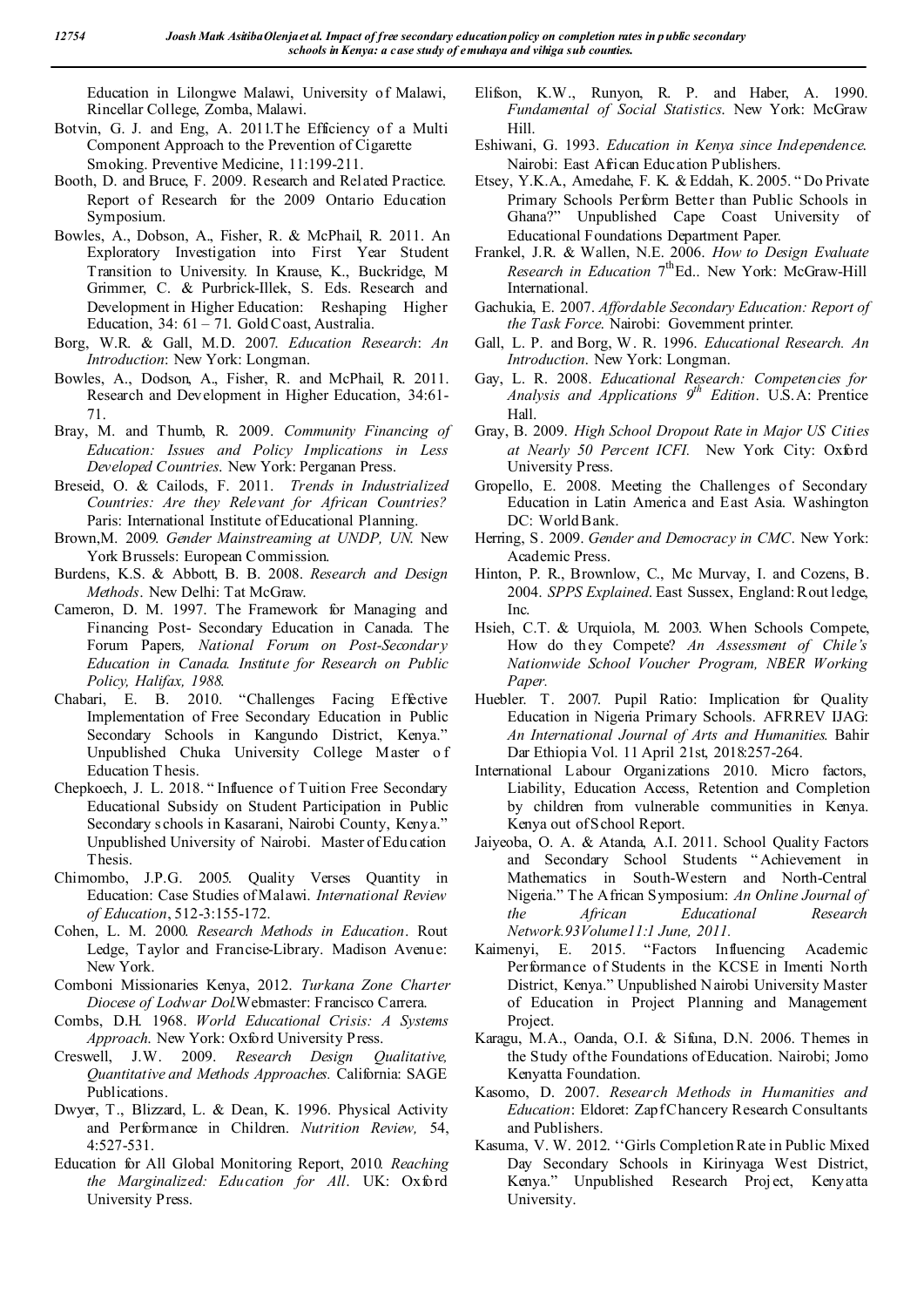Education in Lilongwe Malawi, University of Malawi, Rincellar College, Zomba, Malawi.

Botvin, G. J. and Eng, A. 2011.The Efficiency of a Multi Component Approach to the Prevention of Cigarette Smoking. Preventive Medicine, 11:199-211.

Booth, D. and Bruce, F. 2009. Research and Related Practice. Report of Research for the 2009 Ontario Education Symposium.

Bowles, A., Dobson, A., Fisher, R. & McPhail, R. 2011. An Exploratory Investigation into First Year Student Transition to University. In Krause, K., Buckridge, M Grimmer, C. & Purbrick-Illek, S. Eds. Research and Development in Higher Education: Reshaping Higher Education, 34: 61 – 71. Gold Coast, Australia.

Borg, W.R. & Gall, M.D. 2007. *Education Research*: *An Introduction*: New York: Longman.

Bowles, A., Dodson, A., Fisher, R. and McPhail, R. 2011. Research and Development in Higher Education, 34:61-71.

Bray, M. and Thumb, R. 2009. *Community Financing of Education: Issues and Policy Implications in Less Developed Countries.* New York: Perganan Press.

Breseid, O. & Cailods, F. 2011. *Trends in Industrialized Countries: Are they Relevant for African Countries?* Paris: International Institute of Educational Planning.

Brown,M. 2009. *Gender Mainstreaming at UNDP, UN.* New York Brussels: European Commission.

Burdens, K.S. & Abbott, B. B. 2008. *Research and Design Methods*. New Delhi: Tat McGraw.

Cameron, D. M. 1997. The Framework for Managing and Financing Post- Secondary Education in Canada. The Forum Papers*, National Forum on Post-Secondary Education in Canada. Institute for Research on Public Policy, Halifax, 1988.*

Chabari, E. B. 2010. "Challenges Facing Effective Implementation of Free Secondary Education in Public Secondary Schools in Kangundo District, Kenya." Unpublished Chuka University College Master of Education Thesis.

Chepkoech, J. L. 2018. " Influence of Tuition Free Secondary Educational Subsidy on Student Participation in Public Secondary schools in Kasarani, Nairobi County, Kenya." Unpublished University of Nairobi. Master of Education Thesis.

Chimombo, J.P.G. 2005. Quality Verses Quantity in Education: Case Studies of Malawi. *International Review of Education*, 512-3:155-172.

Cohen, L. M. 2000. *Research Methods in Education*. Rout Ledge, Taylor and Francise-Library. Madison Avenue: New York.

Comboni Missionaries Kenya, 2012. *Turkana Zone Charter Diocese of Lodwar Dol.*Webmaster: Francisco Carrera.

Combs, D.H. 1968. *World Educational Crisis: A Systems Approach*. New York: Oxford University Press.

Creswell, J.W. 2009. *Research Design Qualitative, Quantitative and Methods Approaches.* California: SAGE Publications.

Dwyer, T., Blizzard, L. & Dean, K. 1996. Physical Activity and Performance in Children. *Nutrition Review,* 54, 4:527-531.

Education for All Global Monitoring Report, 2010*. Reaching the Marginalized: Education for All*. UK: Oxford University Press.

Elifson, K.W., Runyon, R. P. and Haber, A. 1990. *Fundamental of Social Statistics*. New York: McGraw Hill.

Eshiwani, G. 1993. *Education in Kenya since Independence.* Nairobi: East African Education Publishers.

Etsey, Y.K.A., Amedahe, F. K. & Eddah, K. 2005. " Do Private Primary Schools Perform Better than Public Schools in Ghana?" Unpublished Cape Coast University of Educational Foundations Department Paper.

Frankel, J.R. & Wallen, N.E. 2006. *How to Design Evaluate Research in Education* 7th Ed.. New York: McGraw-Hill International.

Gachukia, E. 2007. *Affordable Secondary Education: Report of the Task Force.* Nairobi: Government printer.

Gall, L. P. and Borg, W. R. 1996. *Educational Research. An Introduction*. New York: Longman.

Gay, L. R. 2008. *Educational Research: Competencies for Analysis and Applications 9th Edition*. U.S.A: Prentice Hall.

Gray, B. 2009. *High School Dropout Rate in Major US Cities at Nearly 50 Percent ICFI.* New York City: Oxford University Press.

Gropello, E. 2008. Meeting the Challenges of Secondary Education in Latin America and East Asia. Washington DC: World Bank.

Herring, S. 2009. *Gender and Democracy in CMC*. New York: Academic Press.

Hinton, P. R., Brownlow, C., Mc Murvay, I. and Cozens, B. 2004. *SPPS Explained*. East Sussex, England: Routledge, Inc.

Hsieh, C.T. & Urquiola, M. 2003. When Schools Compete, How do they Compete? *An Assessment of Chile's Nationwide School Voucher Program, NBER Working Paper.*

Huebler. T. 2007. Pupil Ratio: Implication for Quality Education in Nigeria Primary Schools. AFRREV IJAG: *An International Journal of Arts and Humanities.* Bahir Dar Ethiopia Vol. 11 April 21st, 2018:257-264.

International Labour Organizations 2010. Micro factors, Liability, Education Access, Retention and Completion by children from vulnerable communities in Kenya. Kenya out of School Report.

Jaiyeoba, O. A. & Atanda, A.I. 2011. School Quality Factors and Secondary School Students "Achievement in Mathematics in South-Western and North-Central Nigeria." The African Symposium: *An Online Journal of the African Educational Research Network.93Volume11:1 June, 2011.*

Kaimenyi, E. 2015. "Factors Influencing Academic Performance of Students in the KCSE in Imenti North District, Kenya." Unpublished Nairobi University Master of Education in Project Planning and Management Project.

Karagu, M.A., Oanda, O.I. & Sifuna, D.N. 2006. Themes in the Study of the Foundations of Education. Nairobi; Jomo Kenyatta Foundation.

Kasomo, D. 2007. *Research Methods in Humanities and Education*: Eldoret: Zapf Chancery Research Consultants and Publishers.

Kasuma, V. W. 2012. ''Girls Completion Rate in Public Mixed Day Secondary Schools in Kirinyaga West District, Kenya." Unpublished Research Project, Kenyatta University.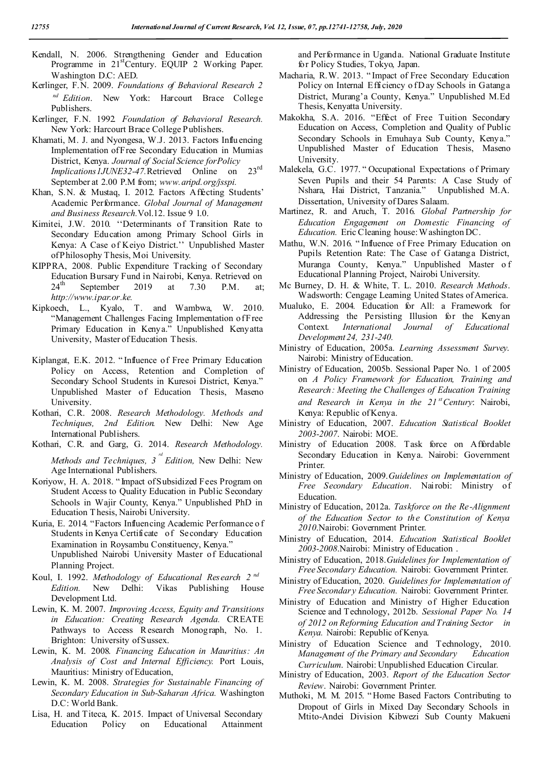Kendall, N. 2006. Strengthening Gender and Education Programme in 21st Century. EQUIP 2 Working Paper. Washington D.C: AED.

Kerlinger, F.N. 2009. *Foundations of Behavioral Research 2nd Edition.* New York: Harcourt Brace College Publishers.

Kerlinger, F.N. 1992. *Foundation of Behavioral Research.* New York: Harcourt Brace College Publishers.

Khamati, M. J. and Nyongesa, W.J. 2013. Factors Influencing Implementation of Free Secondary Education in Mumias District, Kenya. *Journal of Social Science for Policy Implications1JUNE32-47.* Retrieved Online on 23rd September at 2.00 P.M from; *www.aripd.org/jsspi.*

Khan, S.N. & Mustaq, I. 2012. Factors Affecting Students' Academic Performance. *Global Journal of Management and Business Research.* Vol.12. Issue 9 1.0.

Kimitei, J.W. 2010. ''Determinants of Transition Rate to Secondary Education among Primary School Girls in Kenya: A Case of Keiyo District.'' Unpublished Master of Philosophy Thesis, Moi University.

KIPPRA, 2008. Public Expenditure Tracking of Secondary Education Bursary Fund in Nairobi, Kenya. Retrieved on 24th September 2019 at 7.30 P.M. at; *http://www.ipar.or.ke.*

Kipkoech, L., Kyalo, T. and Wambwa, W. 2010. "Management Challenges Facing Implementation of Free Primary Education in Kenya." Unpublished Kenyatta University, Master of Education Thesis.

Kiplangat, E.K. 2012. "Influence of Free Primary Education Policy on Access, Retention and Completion of Secondary School Students in Kuresoi District, Kenya." Unpublished Master of Education Thesis, Maseno University.

Kothari, C.R. 2008. *Research Methodology. Methods and Techniques, 2nd Edition.* New Delhi: New Age International Publishers.

Kothari, C.R. and Garg, G. 2014. *Research Methodology. Methods and Techniques, 3rd Edition,* New Delhi: New Age International Publishers.

Koriyow, H. A. 2018. "Impact of Subsidized Fees Program on Student Access to Quality Education in Public Secondary Schools in Wajir County, Kenya." Unpublished PhD in Education Thesis, Nairobi University.

Kuria, E. 2014. "Factors Influencing Academic Performance of Students in Kenya Certificate of Secondary Education Examination in Roysambu Constituency, Kenya." Unpublished Nairobi University Master of Educational Planning Project.

Koul, I. 1992. *Methodology of Educational Research 2nd Edition.* New Delhi: Vikas Publishing House Development Ltd.

Lewin, K. M. 2007. *Improving Access, Equity and Transitions in Education: Creating Research Agenda.* CREATE Pathways to Access Research Monograph, No. 1. Brighton: University of Sussex.

Lewin, K. M. 2008. *Financing Education in Mauritius: An Analysis of Cost and Internal Efficiency.* Port Louis, Mauritius: Ministry of Education,

Lewin, K. M. 2008. *Strategies for Sustainable Financing of Secondary Education in Sub-Saharan Africa.* Washington D.C: World Bank.

Lisa, H. and Titeca, K. 2015. Impact of Universal Secondary Education Policy on Educational Attainment and Performance in Uganda. National Graduate Institute for Policy Studies, Tokyo, Japan.

Macharia, R.W. 2013. "Impact of Free Secondary Education Policy on Internal Efficiency of Day Schools in Gatanga District, Murang'a County, Kenya." Unpublished M.Ed Thesis, Kenyatta University.

Makokha, S.A. 2016. "Effect of Free Tuition Secondary Education on Access, Completion and Quality of Public Secondary Schools in Emuhaya Sub County, Kenya." Unpublished Master of Education Thesis, Maseno University.

Malekela, G.C. 1977. "Occupational Expectations of Primary Seven Pupils and their 54 Parents: A Case Study of Nshara, Hai District, Tanzania." Unpublished M.A. Dissertation, University of Dares Salaam.

Martinez, R. and Aruch, T. 2016. *Global Partnership for Education Engagement on Domestic Financing of Education.* Eric Cleaning house: Washington DC.

Mathu, W.N. 2016. "Influence of Free Primary Education on Pupils Retention Rate: The Case of Gatanga District, Muranga County, Kenya." Unpublished Master of Educational Planning Project, Nairobi University.

Mc Burney, D. H. & White, T. L. 2010. *Research Methods.* Wadsworth: Cengage Learning United States of America.

Mualuko, E. 2004. Education for All: a Framework for Addressing the Persisting Illusion for the Kenyan Context. *International Journal of Educational Development 24, 231-240.*

Ministry of Education, 2005a. *Learning Assessment Survey.* Nairobi: Ministry of Education.

Ministry of Education, 2005b. Sessional Paper No. 1 of 2005 on *A Policy Framework for Education, Training and Research: Meeting the Challenges of Education Training and Research in Kenya in the 21st Century*: Nairobi, Kenya: Republic of Kenya.

Ministry of Education, 2007. *Education Statistical Booklet 2003-2007.* Nairobi: MOE.

Ministry of Education 2008. Task force on Affordable Secondary Education in Kenya. Nairobi: Government Printer.

Ministry of Education, 2009. *Guidelines on Implementation of Free Secondary Education.* Nairobi: Ministry of Education.

Ministry of Education, 2012a. *Taskforce on the Re-Alignment of the Education Sector to the Constitution of Kenya 2010.* Nairobi: Government Printer.

Ministry of Education, 2014. *Education Statistical Booklet 2003-2008.* Nairobi: Ministry of Education .

Ministry of Education, 2018. *Guidelines for Implementation of Free Secondary Education.* Nairobi: Government Printer.

Ministry of Education, 2020. *Guidelines for Implementation of Free Secondary Education.* Nairobi: Government Printer.

Ministry of Education and Ministry of Higher Education Science and Technology, 2012b. *Sessional Paper No. 14 of 2012 on Reforming Education and Training Sector in Kenya.* Nairobi: Republic of Kenya.

Ministry of Education Science and Technology, 2010. *Management of the Primary and Secondary Education Curriculum.* Nairobi: Unpublished Education Circular.

Ministry of Education, 2003. *Report of the Education Sector Review.* Nairobi: Government Printer.

Muthoki, M. M. 2015. "Home Based Factors Contributing to Dropout of Girls in Mixed Day Secondary Schools in Mtito-Andei Division Kibwezi Sub County Makueni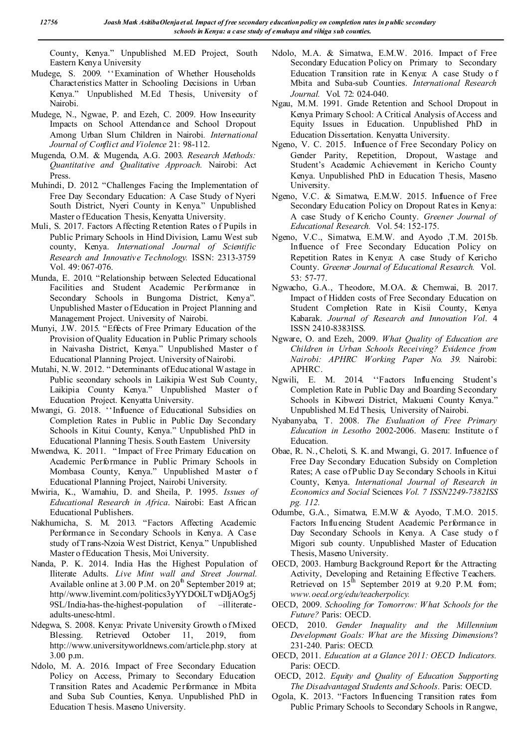County, Kenya." Unpublished M.ED Project, South Eastern Kenya University

Mudege, S. 2009. ''Examination of Whether Households Characteristics Matter in Schooling Decisions in Urban Kenya." Unpublished M.Ed Thesis, University of Nairobi.

Mudege, N., Ngwae, P. and Ezeh, C. 2009. How Insecurity Impacts on School Attendance and School Dropout Among Urban Slum Children in Nairobi. *International Journal of Conflict and Violence* 21: 98-112.

Mugenda, O.M. & Mugenda, A.G. 2003. *Research Methods: Quantitative and Qualitative Approach.* Nairobi: Act Press.

Muhindi, D. 2012. "Challenges Facing the Implementation of Free Day Secondary Education: A Case Study of Nyeri South District, Nyeri County in Kenya." Unpublished Master of Education Thesis, Kenyatta University.

Muli, S. 2017. Factors Affecting Retention Rates of Pupils in Public Primary Schools in Hind Division, Lamu West sub county, Kenya. *International Journal of Scientific Research and Innovative Technology.* ISSN: 2313-3759 Vol. 49: 067-076.

Munda, E. 2010. "Relationship between Selected Educational Facilities and Student Academic Performance in Secondary Schools in Bungoma District, Kenya". Unpublished Master of Education in Project Planning and Management Project. University of Nairobi.

Munyi, J.W. 2015. "Effects of Free Primary Education of the Provision of Quality Education in Public Primary schools in Naivasha District, Kenya." Unpublished Master of Educational Planning Project. University of Nairobi.

Mutahi, N.W. 2012. "Determinants of Educational Wastage in Public secondary schools in Laikipia West Sub County, Laikipia County Kenya." Unpublished Master of Education Project. Kenyatta University.

Mwangi, G. 2018. ''Influence of Educational Subsidies on Completion Rates in Public in Public Day Secondary Schools in Kitui County, Kenya." Unpublished PhD in Educational Planning Thesis. South Eastern University

Mwendwa, K. 2011. "Impact of Free Primary Education on Academic Performance in Public Primary Schools in Mombasa County, Kenya." Unpublished Master of Educational Planning Project, Nairobi University.

Mwiria, K., Wamahiu, D. and Sheila, P. 1995. *Issues of Educational Research in Africa*. Nairobi: East African Educational Publishers.

Nakhumicha, S. M. 2013. "Factors Affecting Academic Performance in Secondary Schools in Kenya. A Case study of Trans-Nzoia West District, Kenya." Unpublished Master of Education Thesis, Moi University.

Nanda, P. K. 2014. India Has the Highest Population of Iliterate Adults. *Live Mint wall and Street Journal.* Available online at 3.00 P.M. on 20[th] September 2019 at; http//www.livemint.com/politics3yYYDOiLTwDIjAOg5j9SL/India-has-the-highest-population of –illiterate-adults-unesc-html.

Ndegwa, S. 2008. Kenya: Private University Growth of Mixed Blessing. Retrieved October 11, 2019, from http://www.universityworldnews.com/article.php.story at 3.00 p.m.

Ndolo, M. A. 2016. Impact of Free Secondary Education Policy on Access, Primary to Secondary Education Transition Rates and Academic Performance in Mbita and Suba Sub Counties, Kenya. Unpublished PhD in Education Thesis. Maseno University.

Ndolo, M.A. & Simatwa, E.M.W. 2016. Impact of Free Secondary Education Policy on Primary to Secondary Education Transition rate in Kenya: A case Study of Mbita and Suba-sub Counties. *International Research Journal.* Vol. 72: 024-040.

Ngau, M.M. 1991. Grade Retention and School Dropout in Kenya Primary School: A Critical Analysis of Access and Equity Issues in Education. Unpublished PhD in Education Dissertation. Kenyatta University.

Ngeno, V. C. 2015. Influence of Free Secondary Policy on Gender Parity, Repetition, Dropout, Wastage and Student's Academic Achievement in Kericho County Kenya. Unpublished PhD in Education Thesis, Maseno University.

Ngeno, V.C. & Simatwa, E.M.W. 2015. Influence of Free Secondary Education Policy on Dropout Rates in Kenya: A case Study of Kericho County. *Greener Journal of Educational Research.* Vol. 54: 152-175.

Ngeno, V.C., Simatwa, E.M.W. and Ayodo ,T.M. 2015b. Influence of Free Secondary Education Policy on Repetition Rates in Kenya: A case Study of Kericho County. *Greener Journal of Educational Research.* Vol. 53: 57-77.

Ngwacho, G.A., Theodore, M.OA. & Chemwai, B. 2017. Impact of Hidden costs of Free Secondary Education on Student Completion Rate in Kisii County, Kenya Kabarak. *Journal of Research and Innovation Vol*. 4 ISSN 2410-8383ISS.

Ngware, O. and Ezeh, 2009. *What Quality of Education are Children in Urban Schools Receiving? Evidence from Nairobi: APHRC Working Paper No. 39.* Nairobi: APHRC.

Ngwili, E. M. 2014. ''Factors Influencing Student's Completion Rate in Public Day and Boarding Secondary Schools in Kibwezi District, Makueni County Kenya." Unpublished M.Ed Thesis, University of Nairobi.

Nyabanyaba, T. 2008. *The Evaluation of Free Primary Education in Lesotho* 2002-2006. Maseru: Institute of Education.

Obae, R. N., Cheloti, S. K. and Mwangi, G. 2017. Influence of Free Day Secondary Education Subsidy on Completion Rates; A case of Public Day Secondary Schools in Kitui County, Kenya. *International Journal of Research in Economics and Social* Sciences *Vol. 7 ISSN2249-7382ISS pg. 112.*

Odumbe, G.A., Simatwa, E.M.W & Ayodo, T.M.O. 2015. Factors Influencing Student Academic Performance in Day Secondary Schools in Kenya. A Case study of Migori sub county. Unpublished Master of Education Thesis, Maseno University.

OECD, 2003. Hamburg Background Report for the Attracting Activity, Developing and Retaining Effective Teachers. Retrieved on 15[th] September 2019 at 9.20 P.M. from; *www.oecd.org/edu/teacherpolicy.*

OECD, 2009. *Schooling for Tomorrow: What Schools for the Future?* Paris: OECD.

OECD, 2010. *Gender Inequality and the Millennium Development Goals: What are the Missing Dimensions*? 231-240. Paris: OECD.

OECD, 2011. *Education at a Glance 2011: OECD Indicators.* Paris: OECD.

OECD, 2012. *Equity and Quality of Education Supporting The Disadvantaged Students and Schools.* Paris: OECD.

Ogola, K. 2013. "Factors Influencing Transition rates from Public Primary Schools to Secondary Schools in Rangwe,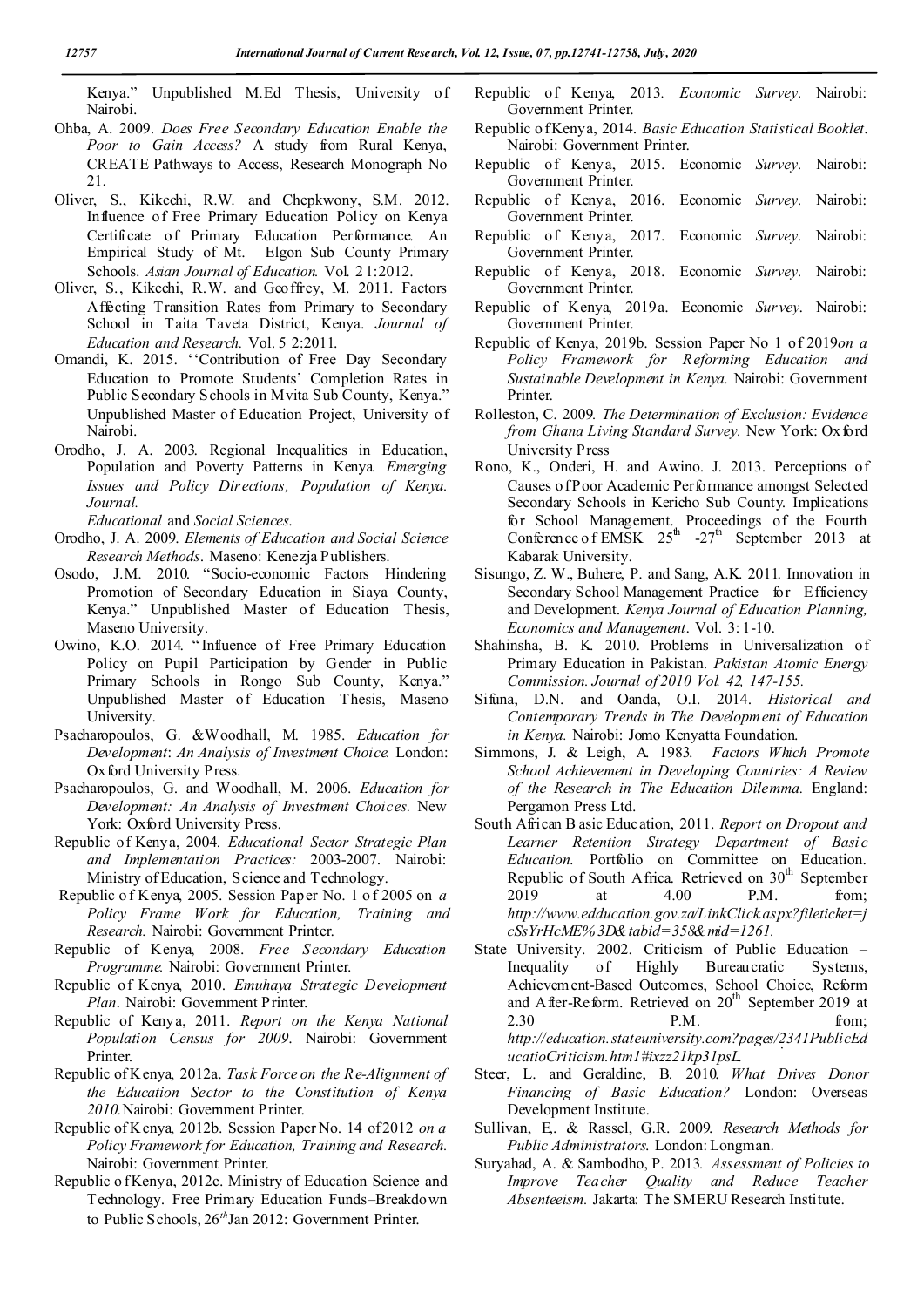Kenya." Unpublished M.Ed Thesis, University of Nairobi.

Ohba, A. 2009. *Does Free Secondary Education Enable the Poor to Gain Access?* A study from Rural Kenya, CREATE Pathways to Access, Research Monograph No 21.

Oliver, S., Kikechi, R.W. and Chepkwony, S.M. 2012. Influence of Free Primary Education Policy on Kenya Certificate of Primary Education Performance. An Empirical Study of Mt. Elgon Sub County Primary Schools. *Asian Journal of Education.* Vol. 2 1:2012.

Oliver, S., Kikechi, R.W. and Geoffrey, M. 2011. Factors Affecting Transition Rates from Primary to Secondary School in Taita Taveta District, Kenya. *Journal of Education and Research.* Vol. 5 2:2011.

Omandi, K. 2015. ''Contribution of Free Day Secondary Education to Promote Students' Completion Rates in Public Secondary Schools in Mvita Sub County, Kenya." Unpublished Master of Education Project, University of Nairobi.

Orodho, J. A. 2003. Regional Inequalities in Education, Population and Poverty Patterns in Kenya. *Emerging Issues and Policy Directions, Population of Kenya. Journal.*
*Educational* and *Social Sciences.*

Orodho, J. A. 2009. *Elements of Education and Social Science Research Methods*. Maseno: Kenezja Publishers.

Osodo, J.M. 2010. "Socio-economic Factors Hindering Promotion of Secondary Education in Siaya County, Kenya." Unpublished Master of Education Thesis, Maseno University.

Owino, K.O. 2014. "Influence of Free Primary Education Policy on Pupil Participation by Gender in Public Primary Schools in Rongo Sub County, Kenya." Unpublished Master of Education Thesis, Maseno University.

Psacharopoulos, G. &Woodhall, M. 1985. *Education for Development*: *An Analysis of Investment Choice.* London: Oxford University Press.

Psacharopoulos, G. and Woodhall, M. 2006. *Education for Development: An Analysis of Investment Choices.* New York: Oxford University Press.

Republic of Kenya, 2004. *Educational Sector Strategic Plan and Implementation Practices:* 2003-2007. Nairobi: Ministry of Education, Science and Technology.

Republic of Kenya, 2005. Session Paper No. 1 of 2005 on *a Policy Frame Work for Education, Training and Research.* Nairobi: Government Printer.

Republic of Kenya, 2008. *Free Secondary Education Programme.* Nairobi: Government Printer.

Republic of Kenya, 2010. *Emuhaya Strategic Development Plan*. Nairobi: Government Printer.

Republic of Kenya, 2011. *Report on the Kenya National Population Census for 2009*. Nairobi: Government Printer.

Republic of Kenya, 2012a. *Task Force on the Re-Alignment of the Education Sector to the Constitution of Kenya 2010.*Nairobi: Government Printer.

Republic of Kenya, 2012b. Session Paper No. 14 of 2012 *on a Policy Framework for Education, Training and Research.* Nairobi: Government Printer.

Republic of Kenya, 2012c. Ministry of Education Science and Technology. Free Primary Education Funds–Breakdown to Public Schools, 26*th*Jan 2012: Government Printer.

Republic of Kenya, 2013. *Economic Survey*. Nairobi: Government Printer.

Republic of Kenya, 2014. *Basic Education Statistical Booklet*. Nairobi: Government Printer.

Republic of Kenya, 2015. Economic *Survey*. Nairobi: Government Printer.

Republic of Kenya, 2016. Economic *Survey*. Nairobi: Government Printer.

Republic of Kenya, 2017. Economic *Survey*. Nairobi: Government Printer.

Republic of Kenya, 2018. Economic *Survey*. Nairobi: Government Printer.

Republic of Kenya, 2019a. Economic *Survey*. Nairobi: Government Printer.

Republic of Kenya, 2019b. Session Paper No 1 of 2019*on a Policy Framework for Reforming Education and Sustainable Development in Kenya.* Nairobi: Government Printer.

Rolleston, C. 2009. *The Determination of Exclusion: Evidence from Ghana Living Standard Survey.* New York: Oxford University Press

Rono, K., Onderi, H. and Awino. J. 2013. Perceptions of Causes of Poor Academic Performance amongst Selected Secondary Schools in Kericho Sub County. Implications for School Management. Proceedings of the Fourth Conference of EMSK 25th -27th September 2013 at Kabarak University.

Sisungo, Z. W., Buhere, P. and Sang, A.K. 2011. Innovation in Secondary School Management Practice for Efficiency and Development. *Kenya Journal of Education Planning, Economics and Management*. Vol. 3: 1-10.

Shahinsha, B. K. 2010. Problems in Universalization of Primary Education in Pakistan. *Pakistan Atomic Energy Commission. Journal of 2010 Vol. 42, 147-155.*

Sifuna, D.N. and Oanda, O.I. 2014. *Historical and Contemporary Trends in The Development of Education in Kenya.* Nairobi: Jomo Kenyatta Foundation.

Simmons, J. & Leigh, A. 1983. *Factors Which Promote School Achievement in Developing Countries: A Review of the Research in The Education Dilemma.* England: Pergamon Press Ltd.

South African Basic Education, 2011. *Report on Dropout and Learner Retention Strategy Department of Basic Education.* Portfolio on Committee on Education. Republic of South Africa. Retrieved on 30th September 2019 at 4.00 P.M. from; *http://www.edducation.gov.za/LinkClick.aspx?fileticket=jcSsYrHcME%3D&tabid=358&mid=1261.*

State University. 2002. Criticism of Public Education – Inequality of Highly Bureaucratic Systems, Achievement-Based Outcomes, School Choice, Reform and After-Reform. Retrieved on 20th September 2019 at 2.30 P.M. from; *http://education.stateuniversity.com?pages/2341PublicEducatioCriticism.html#ixzz21kp31psL.*

Steer, L. and Geraldine, B. 2010. *What Drives Donor Financing of Basic Education?* London: Overseas Development Institute.

Sullivan, E,. & Rassel, G.R. 2009. *Research Methods for Public Administrators.* London: Longman.

Suryahad, A. & Sambodho, P. 2013. *Assessment of Policies to Improve Teacher Quality and Reduce Teacher Absenteeism.* Jakarta: The SMERU Research Institute.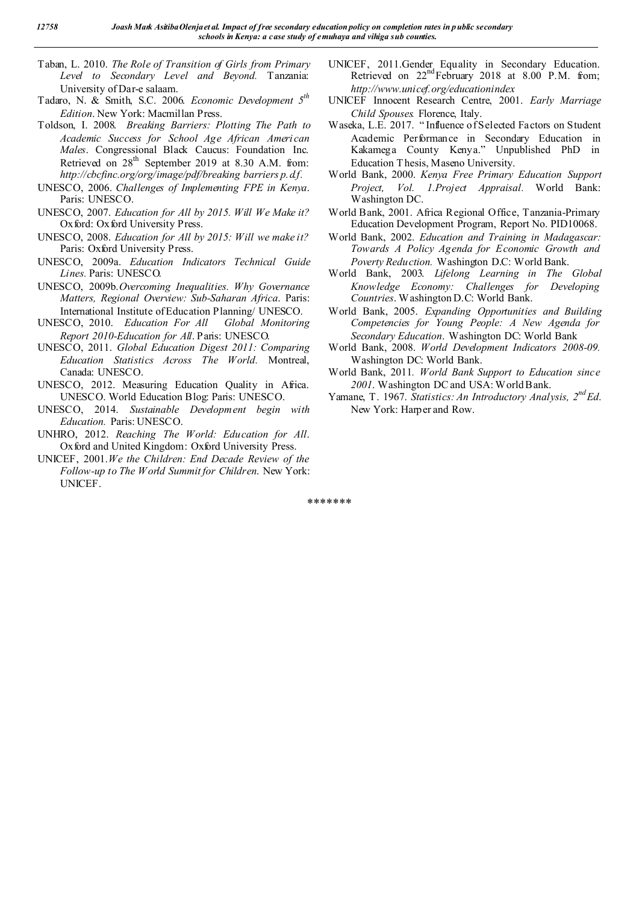Taban, L. 2010. *The Role of Transition of Girls from Primary Level to Secondary Level and Beyond.* Tanzania: University of Dar-e salaam.

Tadaro, N. & Smith, S.C. 2006. *Economic Development 5th Edition*. New York: Macmillan Press.

Toldson, I. 2008. *Breaking Barriers: Plotting The Path to Academic Success for School Age African American Males*. Congressional Black Caucus: Foundation Inc. Retrieved on 28th September 2019 at 8.30 A.M. from: *http://cbcfinc.org/org/image/pdf/breaking barriers p.d.f.*

UNESCO, 2006. *Challenges of Implementing FPE in Kenya*. Paris: UNESCO.

UNESCO, 2007. *Education for All by 2015. Will We Make it?* Oxford: Oxford University Press.

UNESCO, 2008. *Education for All by 2015: Will we make it?* Paris: Oxford University Press.

UNESCO, 2009a. *Education Indicators Technical Guide Lines.* Paris: UNESCO.

UNESCO, 2009b.*Overcoming Inequalities. Why Governance Matters, Regional Overview: Sub-Saharan Africa*. Paris: International Institute of Education Planning/ UNESCO.

UNESCO, 2010. *Education For All Global Monitoring Report 2010-Education for All*. Paris: UNESCO.

UNESCO, 2011. *Global Education Digest 2011: Comparing Education Statistics Across The World.* Montreal, Canada: UNESCO.

UNESCO, 2012. Measuring Education Quality in Africa. UNESCO. World Education Blog: Paris: UNESCO.

UNESCO, 2014. *Sustainable Development begin with Education.* Paris: UNESCO.

UNHRO, 2012. *Reaching The World: Education for All*. Oxford and United Kingdom: Oxford University Press.

UNICEF, 2001.*We the Children: End Decade Review of the Follow-up to The World Summit for Children.* New York: UNICEF.

UNICEF, 2011.Gender Equality in Secondary Education. Retrieved on 22nd February 2018 at 8.00 P.M. from; *http://www.unicef.org/educationindex*

UNICEF Innocent Research Centre, 2001. *Early Marriage Child Spouses.* Florence, Italy.

Waseka, L.E. 2017. "Influence of Selected Factors on Student Academic Performance in Secondary Education in Kakamega County Kenya." Unpublished PhD in Education Thesis, Maseno University.

World Bank, 2000. *Kenya Free Primary Education Support Project, Vol. 1.Project Appraisal.* World Bank: Washington DC.

World Bank, 2001. Africa Regional Office, Tanzania-Primary Education Development Program, Report No. PID10068.

World Bank, 2002. *Education and Training in Madagascar: Towards A Policy Agenda for Economic Growth and Poverty Reduction.* Washington D.C: World Bank.

World Bank, 2003. *Lifelong Learning in The Global Knowledge Economy: Challenges for Developing Countries*. Washington D.C: World Bank.

World Bank, 2005. *Expanding Opportunities and Building Competencies for Young People: A New Agenda for Secondary Education*. Washington DC: World Bank

World Bank, 2008. *World Development Indicators 2008-09.* Washington DC: World Bank.

World Bank, 2011. *World Bank Support to Education since 2001.* Washington DC and USA: World Bank.

Yamane, T. 1967. *Statistics: An Introductory Analysis, 2nd Ed*. New York: Harper and Row.

\*\*\*\*\*\*\*